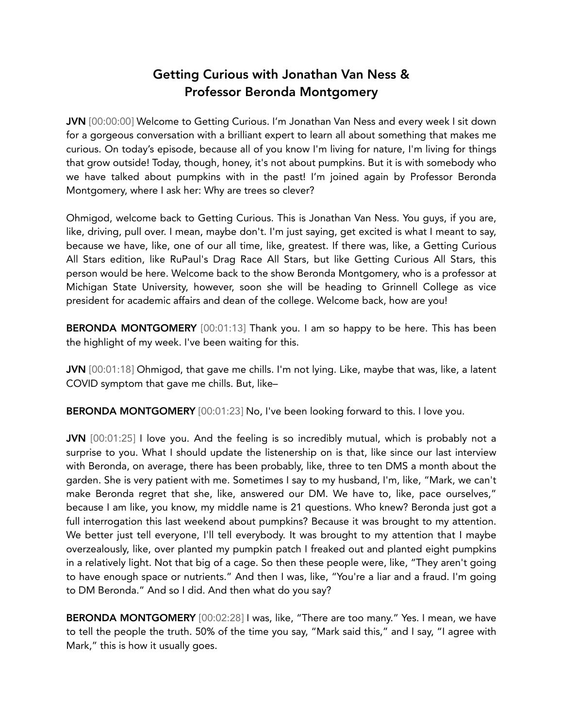# Getting Curious with Jonathan Van Ness & Professor Beronda Montgomery

**JVN** [00:00:00] Welcome to Getting Curious. I'm Jonathan Van Ness and every week I sit down for a gorgeous conversation with a brilliant expert to learn all about something that makes me curious. On today's episode, because all of you know I'm living for nature, I'm living for things that grow outside! Today, though, honey, it's not about pumpkins. But it is with somebody who we have talked about pumpkins with in the past! I'm joined again by Professor Beronda Montgomery, where I ask her: Why are trees so clever?

Ohmigod, welcome back to Getting Curious. This is Jonathan Van Ness. You guys, if you are, like, driving, pull over. I mean, maybe don't. I'm just saying, get excited is what I meant to say, because we have, like, one of our all time, like, greatest. If there was, like, a Getting Curious All Stars edition, like RuPaul's Drag Race All Stars, but like Getting Curious All Stars, this person would be here. Welcome back to the show Beronda Montgomery, who is a professor at Michigan State University, however, soon she will be heading to Grinnell College as vice president for academic affairs and dean of the college. Welcome back, how are you!

**BERONDA MONTGOMERY** [00:01:13] Thank you. I am so happy to be here. This has been the highlight of my week. I've been waiting for this.

**JVN** [00:01:18] Ohmigod, that gave me chills. I'm not lying. Like, maybe that was, like, a latent COVID symptom that gave me chills. But, like–

**BERONDA MONTGOMERY** [00:01:23] No, I've been looking forward to this. I love you.

**JVN** [00:01:25] I love you. And the feeling is so incredibly mutual, which is probably not a surprise to you. What I should update the listenership on is that, like since our last interview with Beronda, on average, there has been probably, like, three to ten DMS a month about the garden. She is very patient with me. Sometimes I say to my husband, I'm, like, "Mark, we can't make Beronda regret that she, like, answered our DM. We have to, like, pace ourselves," because I am like, you know, my middle name is 21 questions. Who knew? Beronda just got a full interrogation this last weekend about pumpkins? Because it was brought to my attention. We better just tell everyone, I'll tell everybody. It was brought to my attention that I maybe overzealously, like, over planted my pumpkin patch I freaked out and planted eight pumpkins in a relatively light. Not that big of a cage. So then these people were, like, "They aren't going to have enough space or nutrients." And then I was, like, "You're a liar and a fraud. I'm going to DM Beronda." And so I did. And then what do you say?

**BERONDA MONTGOMERY** [00:02:28] I was, like, "There are too many." Yes. I mean, we have to tell the people the truth. 50% of the time you say, "Mark said this," and I say, "I agree with Mark," this is how it usually goes.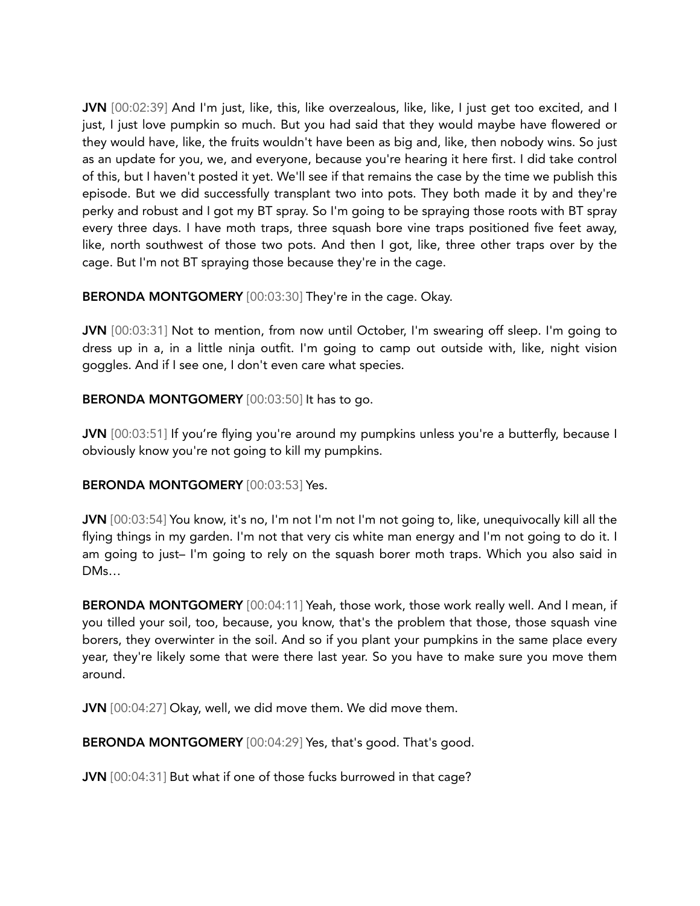**JVN** [00:02:39] And I'm just, like, this, like overzealous, like, like, I just get too excited, and I just, I just love pumpkin so much. But you had said that they would maybe have flowered or they would have, like, the fruits wouldn't have been as big and, like, then nobody wins. So just as an update for you, we, and everyone, because you're hearing it here first. I did take control of this, but I haven't posted it yet. We'll see if that remains the case by the time we publish this episode. But we did successfully transplant two into pots. They both made it by and they're perky and robust and I got my BT spray. So I'm going to be spraying those roots with BT spray every three days. I have moth traps, three squash bore vine traps positioned five feet away, like, north southwest of those two pots. And then I got, like, three other traps over by the cage. But I'm not BT spraying those because they're in the cage.

**BERONDA MONTGOMERY** [00:03:30] They're in the cage. Okay.

**JVN** [00:03:31] Not to mention, from now until October, I'm swearing off sleep. I'm going to dress up in a, in a little ninja outfit. I'm going to camp out outside with, like, night vision goggles. And if I see one, I don't even care what species.

**BERONDA MONTGOMERY** [00:03:50] It has to go.

**JVN** [00:03:51] If you're flying you're around my pumpkins unless you're a butterfly, because I obviously know you're not going to kill my pumpkins.

**BERONDA MONTGOMERY** [00:03:53] Yes.

**JVN** [00:03:54] You know, it's, no, I'm not I'm not I'm not going to, like, unequivocally kill all the flying things in my garden. I'm not that very cis white man energy and I'm not going to do it. I am going to just– I'm going to rely on the squash borer moth traps. Which you also said in DMs…

**BERONDA MONTGOMERY** [00:04:11] Yeah, those work, those work really well. And I mean, if you tilled your soil, too, because, you know, that's the problem that those, those squash vine borers, they overwinter in the soil. And so if you plant your pumpkins in the same place every year, they're likely some that were there last year. So you have to make sure you move them around.

**JVN** [00:04:27] Okay, well, we did move them. We did move them.

**BERONDA MONTGOMERY** [00:04:29] Yes, that's good. That's good.

**JVN** [00:04:31] But what if one of those fucks burrowed in that cage?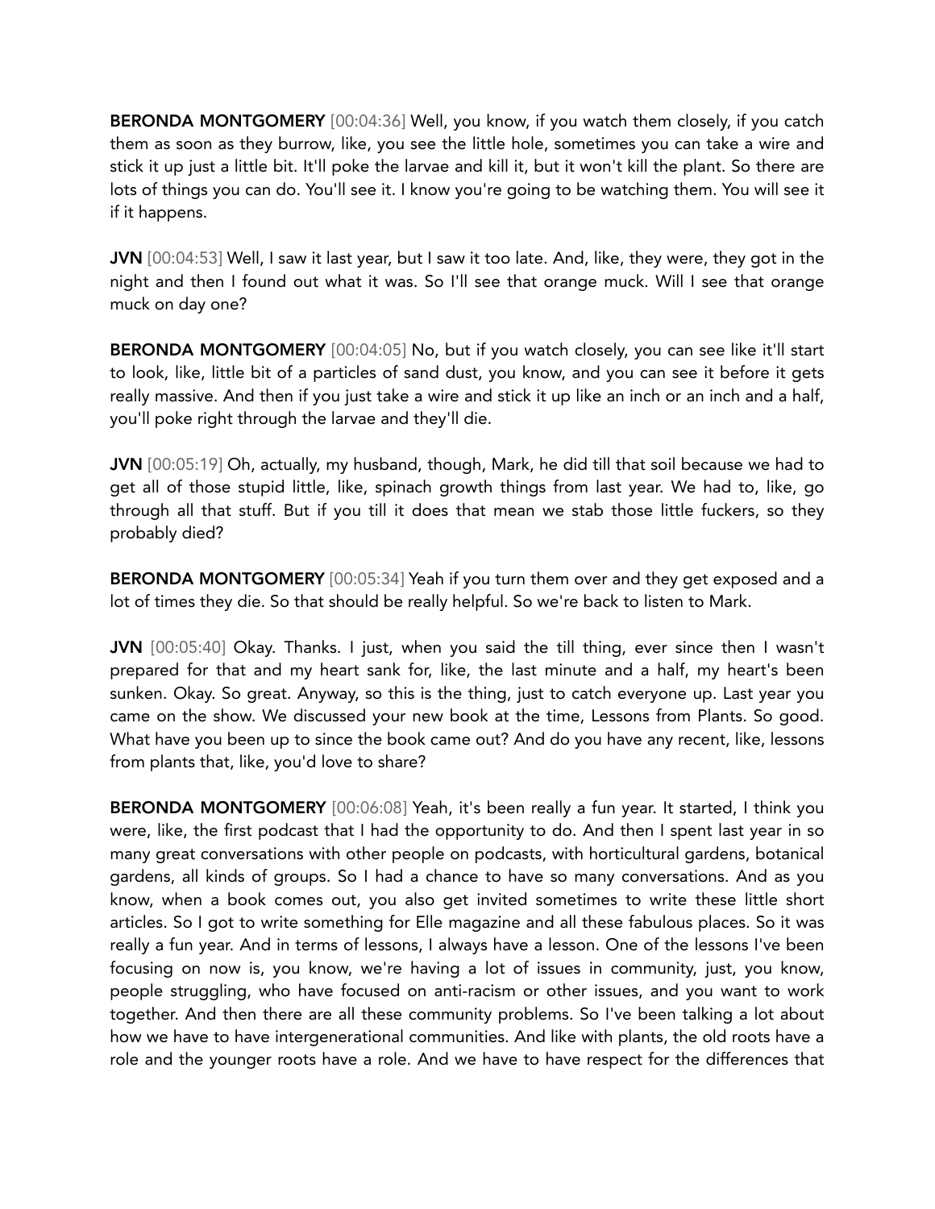**BERONDA MONTGOMERY** [00:04:36] Well, you know, if you watch them closely, if you catch them as soon as they burrow, like, you see the little hole, sometimes you can take a wire and stick it up just a little bit. It'll poke the larvae and kill it, but it won't kill the plant. So there are lots of things you can do. You'll see it. I know you're going to be watching them. You will see it if it happens.

**JVN** [00:04:53] Well, I saw it last year, but I saw it too late. And, like, they were, they got in the night and then I found out what it was. So I'll see that orange muck. Will I see that orange muck on day one?

**BERONDA MONTGOMERY** [00:04:05] No, but if you watch closely, you can see like it'll start to look, like, little bit of a particles of sand dust, you know, and you can see it before it gets really massive. And then if you just take a wire and stick it up like an inch or an inch and a half, you'll poke right through the larvae and they'll die.

**JVN** [00:05:19] Oh, actually, my husband, though, Mark, he did till that soil because we had to get all of those stupid little, like, spinach growth things from last year. We had to, like, go through all that stuff. But if you till it does that mean we stab those little fuckers, so they probably died?

**BERONDA MONTGOMERY** [00:05:34] Yeah if you turn them over and they get exposed and a lot of times they die. So that should be really helpful. So we're back to listen to Mark.

**JVN** [00:05:40] Okay. Thanks. I just, when you said the till thing, ever since then I wasn't prepared for that and my heart sank for, like, the last minute and a half, my heart's been sunken. Okay. So great. Anyway, so this is the thing, just to catch everyone up. Last year you came on the show. We discussed your new book at the time, Lessons from Plants. So good. What have you been up to since the book came out? And do you have any recent, like, lessons from plants that, like, you'd love to share?

**BERONDA MONTGOMERY** [00:06:08] Yeah, it's been really a fun year. It started, I think you were, like, the first podcast that I had the opportunity to do. And then I spent last year in so many great conversations with other people on podcasts, with horticultural gardens, botanical gardens, all kinds of groups. So I had a chance to have so many conversations. And as you know, when a book comes out, you also get invited sometimes to write these little short articles. So I got to write something for Elle magazine and all these fabulous places. So it was really a fun year. And in terms of lessons, I always have a lesson. One of the lessons I've been focusing on now is, you know, we're having a lot of issues in community, just, you know, people struggling, who have focused on anti-racism or other issues, and you want to work together. And then there are all these community problems. So I've been talking a lot about how we have to have intergenerational communities. And like with plants, the old roots have a role and the younger roots have a role. And we have to have respect for the differences that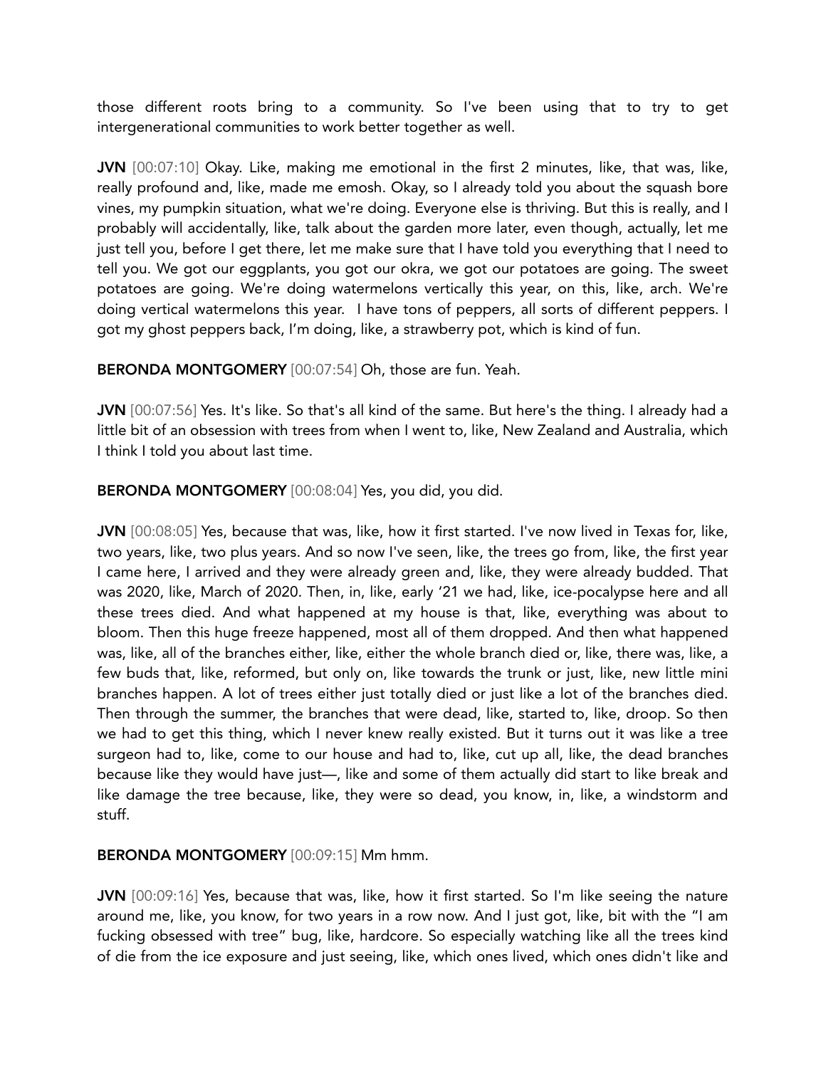those different roots bring to a community. So I've been using that to try to get intergenerational communities to work better together as well.

**JVN** [00:07:10] Okay. Like, making me emotional in the first 2 minutes, like, that was, like, really profound and, like, made me emosh. Okay, so I already told you about the squash bore vines, my pumpkin situation, what we're doing. Everyone else is thriving. But this is really, and I probably will accidentally, like, talk about the garden more later, even though, actually, let me just tell you, before I get there, let me make sure that I have told you everything that I need to tell you. We got our eggplants, you got our okra, we got our potatoes are going. The sweet potatoes are going. We're doing watermelons vertically this year, on this, like, arch. We're doing vertical watermelons this year. I have tons of peppers, all sorts of different peppers. I got my ghost peppers back, I'm doing, like, a strawberry pot, which is kind of fun.

**BERONDA MONTGOMERY** [00:07:54] Oh, those are fun. Yeah.

**JVN** [00:07:56] Yes. It's like. So that's all kind of the same. But here's the thing. I already had a little bit of an obsession with trees from when I went to, like, New Zealand and Australia, which I think I told you about last time.

**BERONDA MONTGOMERY** [00:08:04] Yes, you did, you did.

**JVN** [00:08:05] Yes, because that was, like, how it first started. I've now lived in Texas for, like, two years, like, two plus years. And so now I've seen, like, the trees go from, like, the first year I came here, I arrived and they were already green and, like, they were already budded. That was 2020, like, March of 2020. Then, in, like, early '21 we had, like, ice-pocalypse here and all these trees died. And what happened at my house is that, like, everything was about to bloom. Then this huge freeze happened, most all of them dropped. And then what happened was, like, all of the branches either, like, either the whole branch died or, like, there was, like, a few buds that, like, reformed, but only on, like towards the trunk or just, like, new little mini branches happen. A lot of trees either just totally died or just like a lot of the branches died. Then through the summer, the branches that were dead, like, started to, like, droop. So then we had to get this thing, which I never knew really existed. But it turns out it was like a tree surgeon had to, like, come to our house and had to, like, cut up all, like, the dead branches because like they would have just—, like and some of them actually did start to like break and like damage the tree because, like, they were so dead, you know, in, like, a windstorm and stuff.

**BERONDA MONTGOMERY** [00:09:15] Mm hmm.

**JVN** [00:09:16] Yes, because that was, like, how it first started. So I'm like seeing the nature around me, like, you know, for two years in a row now. And I just got, like, bit with the "I am fucking obsessed with tree" bug, like, hardcore. So especially watching like all the trees kind of die from the ice exposure and just seeing, like, which ones lived, which ones didn't like and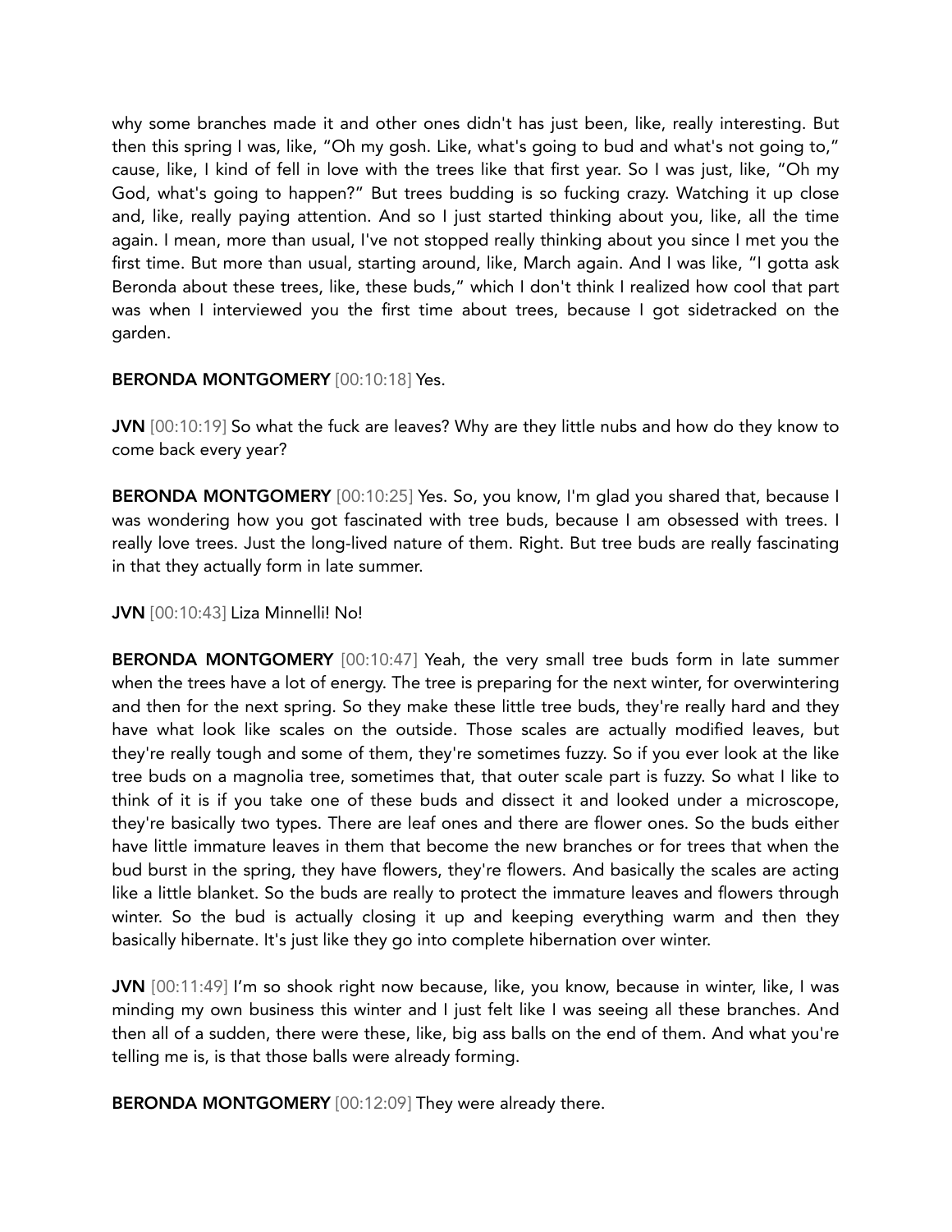why some branches made it and other ones didn't has just been, like, really interesting. But then this spring I was, like, "Oh my gosh. Like, what's going to bud and what's not going to," cause, like, I kind of fell in love with the trees like that first year. So I was just, like, "Oh my God, what's going to happen?" But trees budding is so fucking crazy. Watching it up close and, like, really paying attention. And so I just started thinking about you, like, all the time again. I mean, more than usual, I've not stopped really thinking about you since I met you the first time. But more than usual, starting around, like, March again. And I was like, "I gotta ask Beronda about these trees, like, these buds," which I don't think I realized how cool that part was when I interviewed you the first time about trees, because I got sidetracked on the garden.

**BERONDA MONTGOMERY** [00:10:18] Yes.

**JVN** [00:10:19] So what the fuck are leaves? Why are they little nubs and how do they know to come back every year?

**BERONDA MONTGOMERY** [00:10:25] Yes. So, you know, I'm glad you shared that, because I was wondering how you got fascinated with tree buds, because I am obsessed with trees. I really love trees. Just the long-lived nature of them. Right. But tree buds are really fascinating in that they actually form in late summer.

**JVN** [00:10:43] Liza Minnelli! No!

**BERONDA MONTGOMERY** [00:10:47] Yeah, the very small tree buds form in late summer when the trees have a lot of energy. The tree is preparing for the next winter, for overwintering and then for the next spring. So they make these little tree buds, they're really hard and they have what look like scales on the outside. Those scales are actually modified leaves, but they're really tough and some of them, they're sometimes fuzzy. So if you ever look at the like tree buds on a magnolia tree, sometimes that, that outer scale part is fuzzy. So what I like to think of it is if you take one of these buds and dissect it and looked under a microscope, they're basically two types. There are leaf ones and there are flower ones. So the buds either have little immature leaves in them that become the new branches or for trees that when the bud burst in the spring, they have flowers, they're flowers. And basically the scales are acting like a little blanket. So the buds are really to protect the immature leaves and flowers through winter. So the bud is actually closing it up and keeping everything warm and then they basically hibernate. It's just like they go into complete hibernation over winter.

**JVN** [00:11:49] I'm so shook right now because, like, you know, because in winter, like, I was minding my own business this winter and I just felt like I was seeing all these branches. And then all of a sudden, there were these, like, big ass balls on the end of them. And what you're telling me is, is that those balls were already forming.

**BERONDA MONTGOMERY** [00:12:09] They were already there.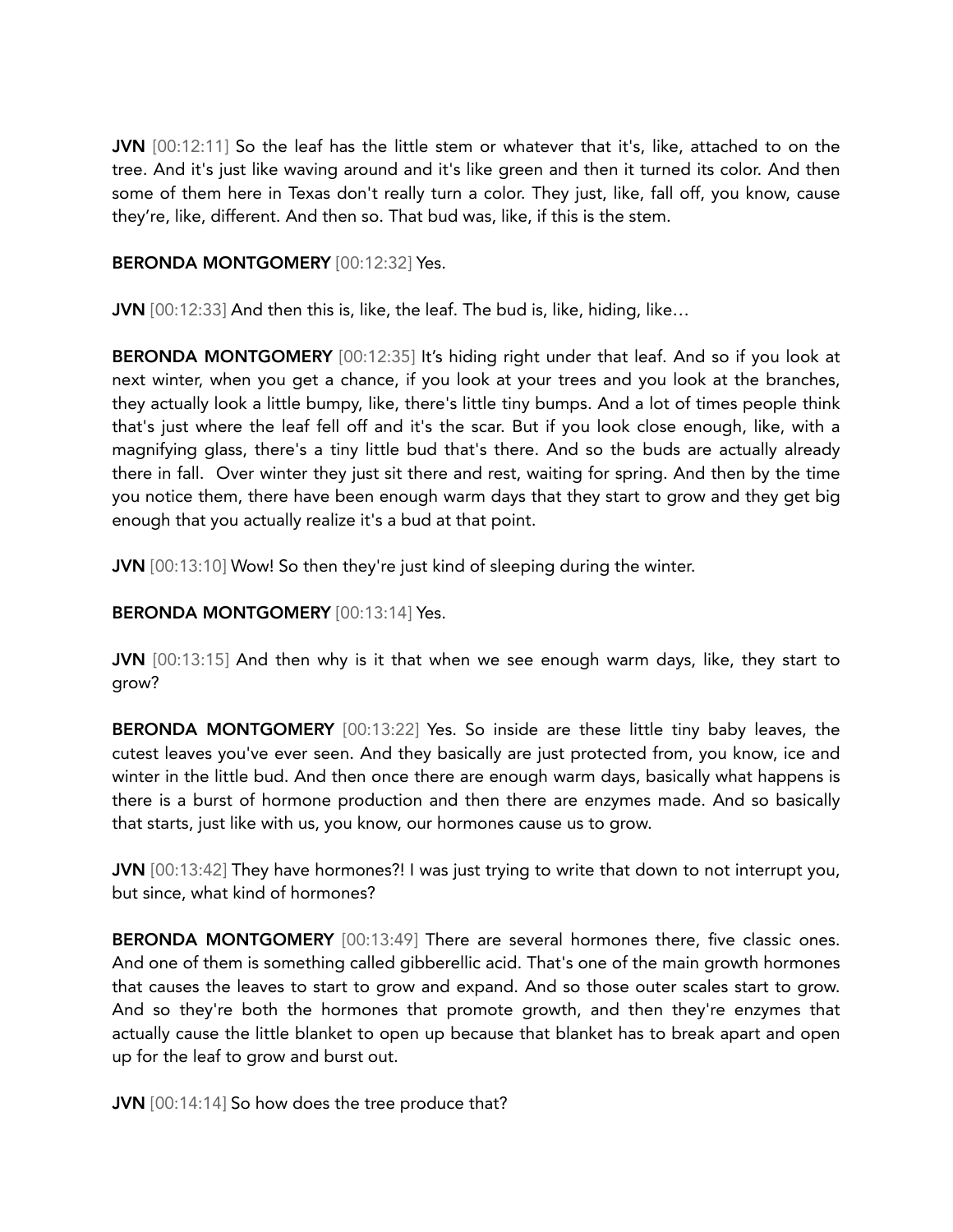**JVN** [00:12:11] So the leaf has the little stem or whatever that it's, like, attached to on the tree. And it's just like waving around and it's like green and then it turned its color. And then some of them here in Texas don't really turn a color. They just, like, fall off, you know, cause they're, like, different. And then so. That bud was, like, if this is the stem.

**BERONDA MONTGOMERY** [00:12:32] Yes.

**JVN** [00:12:33] And then this is, like, the leaf. The bud is, like, hiding, like…

**BERONDA MONTGOMERY** [00:12:35] It's hiding right under that leaf. And so if you look at next winter, when you get a chance, if you look at your trees and you look at the branches, they actually look a little bumpy, like, there's little tiny bumps. And a lot of times people think that's just where the leaf fell off and it's the scar. But if you look close enough, like, with a magnifying glass, there's a tiny little bud that's there. And so the buds are actually already there in fall. Over winter they just sit there and rest, waiting for spring. And then by the time you notice them, there have been enough warm days that they start to grow and they get big enough that you actually realize it's a bud at that point.

**JVN** [00:13:10] Wow! So then they're just kind of sleeping during the winter.

**BERONDA MONTGOMERY** [00:13:14] Yes.

**JVN** [00:13:15] And then why is it that when we see enough warm days, like, they start to grow?

**BERONDA MONTGOMERY** [00:13:22] Yes. So inside are these little tiny baby leaves, the cutest leaves you've ever seen. And they basically are just protected from, you know, ice and winter in the little bud. And then once there are enough warm days, basically what happens is there is a burst of hormone production and then there are enzymes made. And so basically that starts, just like with us, you know, our hormones cause us to grow.

**JVN** [00:13:42] They have hormones?! I was just trying to write that down to not interrupt you, but since, what kind of hormones?

**BERONDA MONTGOMERY** [00:13:49] There are several hormones there, five classic ones. And one of them is something called gibberellic acid. That's one of the main growth hormones that causes the leaves to start to grow and expand. And so those outer scales start to grow. And so they're both the hormones that promote growth, and then they're enzymes that actually cause the little blanket to open up because that blanket has to break apart and open up for the leaf to grow and burst out.

**JVN** [00:14:14] So how does the tree produce that?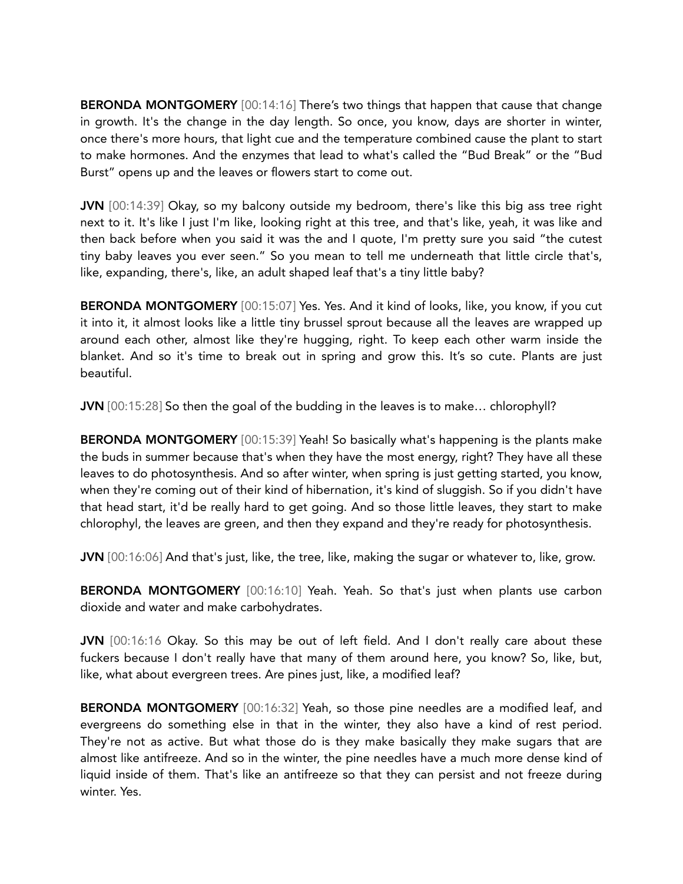**BERONDA MONTGOMERY** [00:14:16] There's two things that happen that cause that change in growth. It's the change in the day length. So once, you know, days are shorter in winter, once there's more hours, that light cue and the temperature combined cause the plant to start to make hormones. And the enzymes that lead to what's called the "Bud Break" or the "Bud Burst" opens up and the leaves or flowers start to come out.

**JVN** [00:14:39] Okay, so my balcony outside my bedroom, there's like this big ass tree right next to it. It's like I just I'm like, looking right at this tree, and that's like, yeah, it was like and then back before when you said it was the and I quote, I'm pretty sure you said "the cutest tiny baby leaves you ever seen." So you mean to tell me underneath that little circle that's, like, expanding, there's, like, an adult shaped leaf that's a tiny little baby?

**BERONDA MONTGOMERY** [00:15:07] Yes. Yes. And it kind of looks, like, you know, if you cut it into it, it almost looks like a little tiny brussel sprout because all the leaves are wrapped up around each other, almost like they're hugging, right. To keep each other warm inside the blanket. And so it's time to break out in spring and grow this. It's so cute. Plants are just beautiful.

**JVN** [00:15:28] So then the goal of the budding in the leaves is to make… chlorophyll?

**BERONDA MONTGOMERY** [00:15:39] Yeah! So basically what's happening is the plants make the buds in summer because that's when they have the most energy, right? They have all these leaves to do photosynthesis. And so after winter, when spring is just getting started, you know, when they're coming out of their kind of hibernation, it's kind of sluggish. So if you didn't have that head start, it'd be really hard to get going. And so those little leaves, they start to make chlorophyl, the leaves are green, and then they expand and they're ready for photosynthesis.

**JVN** [00:16:06] And that's just, like, the tree, like, making the sugar or whatever to, like, grow.

**BERONDA MONTGOMERY** [00:16:10] Yeah. Yeah. So that's just when plants use carbon dioxide and water and make carbohydrates.

**JVN** [00:16:16 Okay. So this may be out of left field. And I don't really care about these fuckers because I don't really have that many of them around here, you know? So, like, but, like, what about evergreen trees. Are pines just, like, a modified leaf?

**BERONDA MONTGOMERY** [00:16:32] Yeah, so those pine needles are a modified leaf, and evergreens do something else in that in the winter, they also have a kind of rest period. They're not as active. But what those do is they make basically they make sugars that are almost like antifreeze. And so in the winter, the pine needles have a much more dense kind of liquid inside of them. That's like an antifreeze so that they can persist and not freeze during winter. Yes.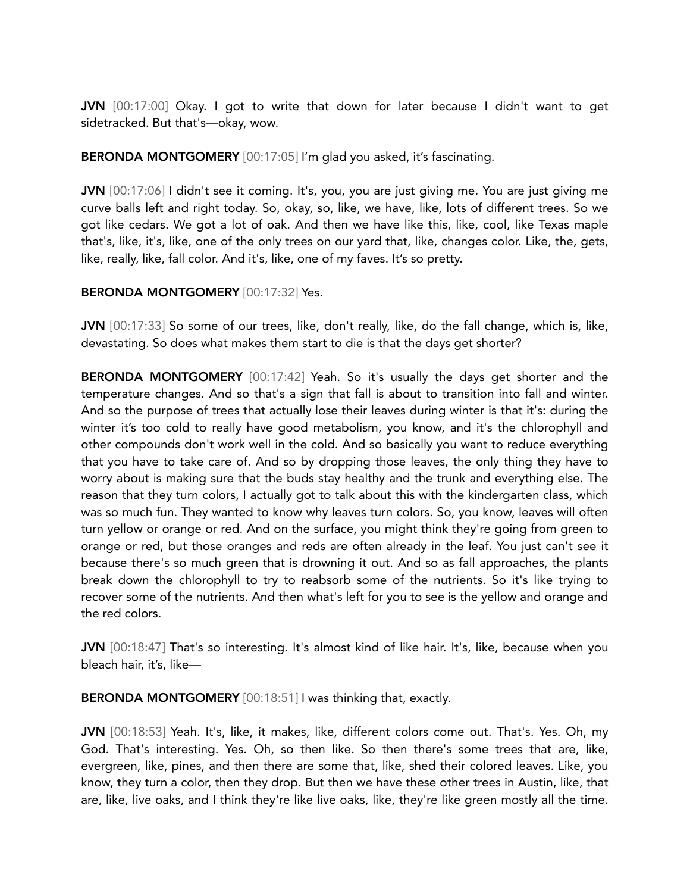**JVN** [00:17:00] Okay. I got to write that down for later because I didn't want to get sidetracked. But that's—okay, wow.

**BERONDA MONTGOMERY** [00:17:05] I'm glad you asked, it's fascinating.

**JVN** [00:17:06] I didn't see it coming. It's, you, you are just giving me. You are just giving me curve balls left and right today. So, okay, so, like, we have, like, lots of different trees. So we got like cedars. We got a lot of oak. And then we have like this, like, cool, like Texas maple that's, like, it's, like, one of the only trees on our yard that, like, changes color. Like, the, gets, like, really, like, fall color. And it's, like, one of my faves. It's so pretty.

**BERONDA MONTGOMERY** [00:17:32] Yes.

**JVN** [00:17:33] So some of our trees, like, don't really, like, do the fall change, which is, like, devastating. So does what makes them start to die is that the days get shorter?

**BERONDA MONTGOMERY** [00:17:42] Yeah. So it's usually the days get shorter and the temperature changes. And so that's a sign that fall is about to transition into fall and winter. And so the purpose of trees that actually lose their leaves during winter is that it's: during the winter it's too cold to really have good metabolism, you know, and it's the chlorophyll and other compounds don't work well in the cold. And so basically you want to reduce everything that you have to take care of. And so by dropping those leaves, the only thing they have to worry about is making sure that the buds stay healthy and the trunk and everything else. The reason that they turn colors, I actually got to talk about this with the kindergarten class, which was so much fun. They wanted to know why leaves turn colors. So, you know, leaves will often turn yellow or orange or red. And on the surface, you might think they're going from green to orange or red, but those oranges and reds are often already in the leaf. You just can't see it because there's so much green that is drowning it out. And so as fall approaches, the plants break down the chlorophyll to try to reabsorb some of the nutrients. So it's like trying to recover some of the nutrients. And then what's left for you to see is the yellow and orange and the red colors.

**JVN** [00:18:47] That's so interesting. It's almost kind of like hair. It's, like, because when you bleach hair, it's, like—

**BERONDA MONTGOMERY** [00:18:51] I was thinking that, exactly.

**JVN** [00:18:53] Yeah. It's, like, it makes, like, different colors come out. That's. Yes. Oh, my God. That's interesting. Yes. Oh, so then like. So then there's some trees that are, like, evergreen, like, pines, and then there are some that, like, shed their colored leaves. Like, you know, they turn a color, then they drop. But then we have these other trees in Austin, like, that are, like, live oaks, and I think they're like live oaks, like, they're like green mostly all the time.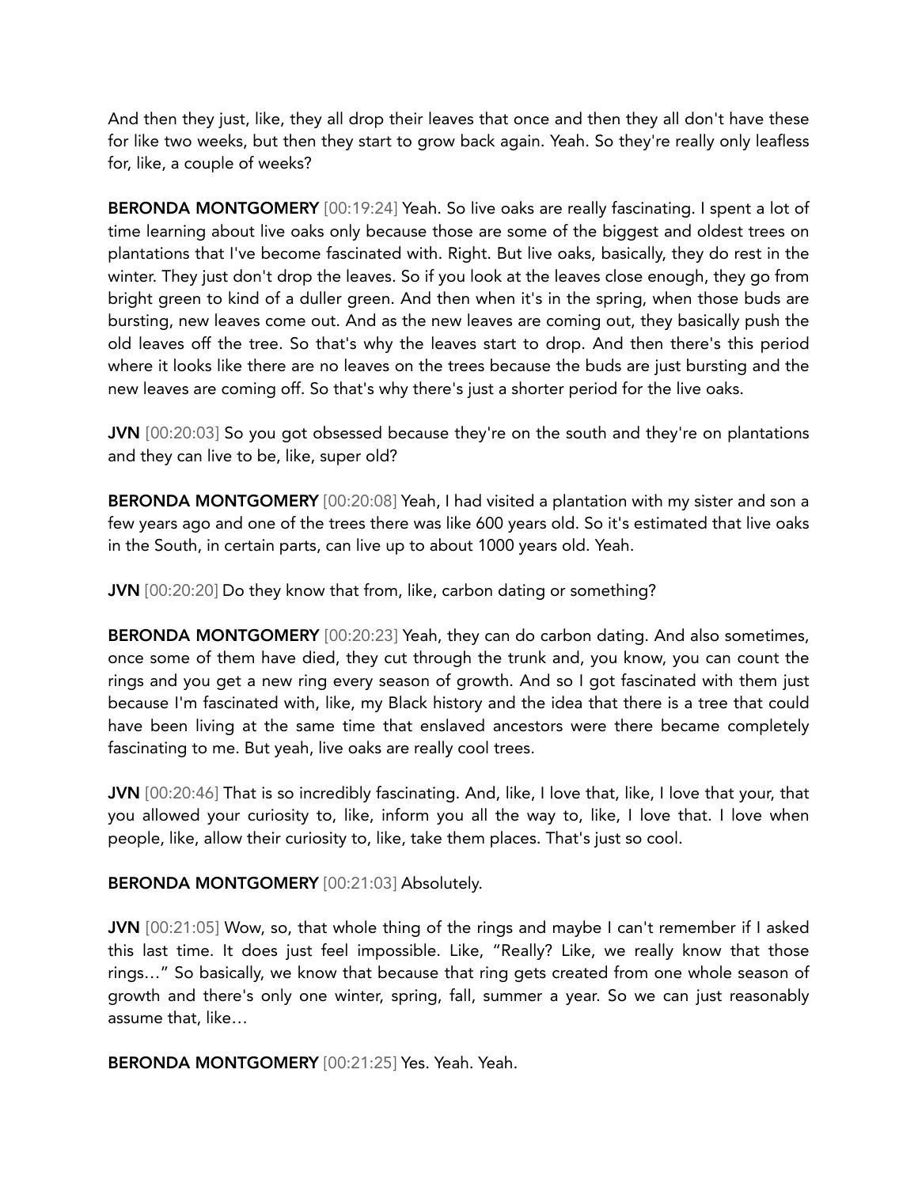And then they just, like, they all drop their leaves that once and then they all don't have these for like two weeks, but then they start to grow back again. Yeah. So they're really only leafless for, like, a couple of weeks?

**BERONDA MONTGOMERY** [00:19:24] Yeah. So live oaks are really fascinating. I spent a lot of time learning about live oaks only because those are some of the biggest and oldest trees on plantations that I've become fascinated with. Right. But live oaks, basically, they do rest in the winter. They just don't drop the leaves. So if you look at the leaves close enough, they go from bright green to kind of a duller green. And then when it's in the spring, when those buds are bursting, new leaves come out. And as the new leaves are coming out, they basically push the old leaves off the tree. So that's why the leaves start to drop. And then there's this period where it looks like there are no leaves on the trees because the buds are just bursting and the new leaves are coming off. So that's why there's just a shorter period for the live oaks.

**JVN** [00:20:03] So you got obsessed because they're on the south and they're on plantations and they can live to be, like, super old?

**BERONDA MONTGOMERY** [00:20:08] Yeah, I had visited a plantation with my sister and son a few years ago and one of the trees there was like 600 years old. So it's estimated that live oaks in the South, in certain parts, can live up to about 1000 years old. Yeah.

**JVN** [00:20:20] Do they know that from, like, carbon dating or something?

**BERONDA MONTGOMERY** [00:20:23] Yeah, they can do carbon dating. And also sometimes, once some of them have died, they cut through the trunk and, you know, you can count the rings and you get a new ring every season of growth. And so I got fascinated with them just because I'm fascinated with, like, my Black history and the idea that there is a tree that could have been living at the same time that enslaved ancestors were there became completely fascinating to me. But yeah, live oaks are really cool trees.

**JVN** [00:20:46] That is so incredibly fascinating. And, like, I love that, like, I love that your, that you allowed your curiosity to, like, inform you all the way to, like, I love that. I love when people, like, allow their curiosity to, like, take them places. That's just so cool.

**BERONDA MONTGOMERY** [00:21:03] Absolutely.

**JVN** [00:21:05] Wow, so, that whole thing of the rings and maybe I can't remember if I asked this last time. It does just feel impossible. Like, "Really? Like, we really know that those rings…" So basically, we know that because that ring gets created from one whole season of growth and there's only one winter, spring, fall, summer a year. So we can just reasonably assume that, like…

**BERONDA MONTGOMERY** [00:21:25] Yes. Yeah. Yeah.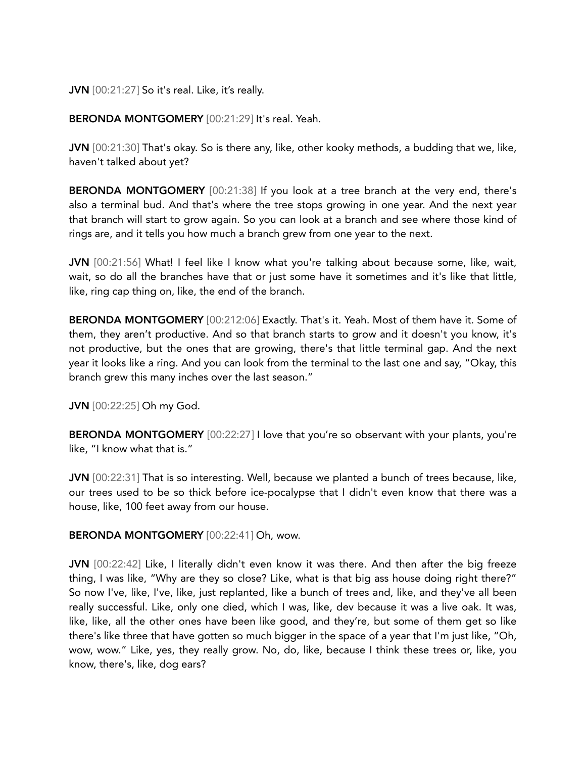**JVN** [00:21:27] So it's real. Like, it's really.

**BERONDA MONTGOMERY** [00:21:29] It's real. Yeah.

**JVN** [00:21:30] That's okay. So is there any, like, other kooky methods, a budding that we, like, haven't talked about yet?

**BERONDA MONTGOMERY** [00:21:38] If you look at a tree branch at the very end, there's also a terminal bud. And that's where the tree stops growing in one year. And the next year that branch will start to grow again. So you can look at a branch and see where those kind of rings are, and it tells you how much a branch grew from one year to the next.

**JVN** [00:21:56] What! I feel like I know what you're talking about because some, like, wait, wait, so do all the branches have that or just some have it sometimes and it's like that little, like, ring cap thing on, like, the end of the branch.

**BERONDA MONTGOMERY** [00:212:06] Exactly. That's it. Yeah. Most of them have it. Some of them, they aren't productive. And so that branch starts to grow and it doesn't you know, it's not productive, but the ones that are growing, there's that little terminal gap. And the next year it looks like a ring. And you can look from the terminal to the last one and say, "Okay, this branch grew this many inches over the last season."

**JVN** [00:22:25] Oh my God.

**BERONDA MONTGOMERY** [00:22:27] I love that you're so observant with your plants, you're like, "I know what that is."

**JVN** [00:22:31] That is so interesting. Well, because we planted a bunch of trees because, like, our trees used to be so thick before ice-pocalypse that I didn't even know that there was a house, like, 100 feet away from our house.

**BERONDA MONTGOMERY** [00:22:41] Oh, wow.

**JVN** [00:22:42] Like, I literally didn't even know it was there. And then after the big freeze thing, I was like, "Why are they so close? Like, what is that big ass house doing right there?" So now I've, like, I've, like, just replanted, like a bunch of trees and, like, and they've all been really successful. Like, only one died, which I was, like, dev because it was a live oak. It was, like, like, all the other ones have been like good, and they're, but some of them get so like there's like three that have gotten so much bigger in the space of a year that I'm just like, "Oh, wow, wow." Like, yes, they really grow. No, do, like, because I think these trees or, like, you know, there's, like, dog ears?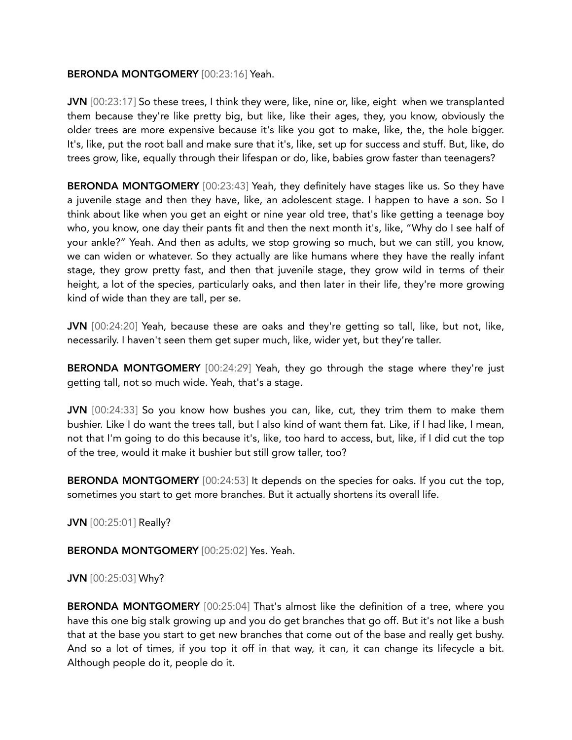**BERONDA MONTGOMERY** [00:23:16] Yeah.

**JVN** [00:23:17] So these trees, I think they were, like, nine or, like, eight  when we transplanted them because they're like pretty big, but like, like their ages, they, you know, obviously the older trees are more expensive because it's like you got to make, like, the, the hole bigger. It's, like, put the root ball and make sure that it's, like, set up for success and stuff. But, like, do trees grow, like, equally through their lifespan or do, like, babies grow faster than teenagers?

**BERONDA MONTGOMERY** [00:23:43] Yeah, they definitely have stages like us. So they have a juvenile stage and then they have, like, an adolescent stage. I happen to have a son. So I think about like when you get an eight or nine year old tree, that's like getting a teenage boy who, you know, one day their pants fit and then the next month it's, like, "Why do I see half of your ankle?" Yeah. And then as adults, we stop growing so much, but we can still, you know, we can widen or whatever. So they actually are like humans where they have the really infant stage, they grow pretty fast, and then that juvenile stage, they grow wild in terms of their height, a lot of the species, particularly oaks, and then later in their life, they're more growing kind of wide than they are tall, per se.

**JVN** [00:24:20] Yeah, because these are oaks and they're getting so tall, like, but not, like, necessarily. I haven't seen them get super much, like, wider yet, but they're taller.

**BERONDA MONTGOMERY** [00:24:29] Yeah, they go through the stage where they're just getting tall, not so much wide. Yeah, that's a stage.

**JVN** [00:24:33] So you know how bushes you can, like, cut, they trim them to make them bushier. Like I do want the trees tall, but I also kind of want them fat. Like, if I had like, I mean, not that I'm going to do this because it's, like, too hard to access, but, like, if I did cut the top of the tree, would it make it bushier but still grow taller, too?

**BERONDA MONTGOMERY** [00:24:53] It depends on the species for oaks. If you cut the top, sometimes you start to get more branches. But it actually shortens its overall life.

**JVN** [00:25:01] Really?

**BERONDA MONTGOMERY** [00:25:02] Yes. Yeah.

**JVN** [00:25:03] Why?

**BERONDA MONTGOMERY** [00:25:04] That's almost like the definition of a tree, where you have this one big stalk growing up and you do get branches that go off. But it's not like a bush that at the base you start to get new branches that come out of the base and really get bushy. And so a lot of times, if you top it off in that way, it can, it can change its lifecycle a bit. Although people do it, people do it.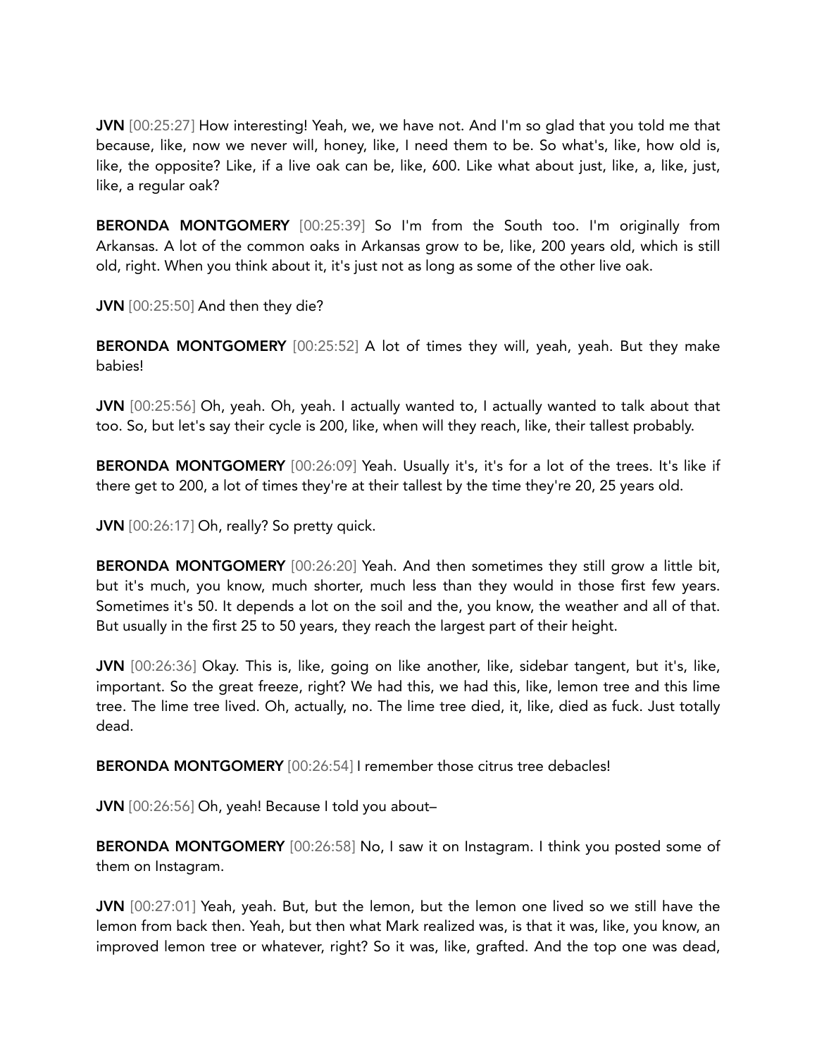**JVN** [00:25:27] How interesting! Yeah, we, we have not. And I'm so glad that you told me that because, like, now we never will, honey, like, I need them to be. So what's, like, how old is, like, the opposite? Like, if a live oak can be, like, 600. Like what about just, like, a, like, just, like, a regular oak?

**BERONDA MONTGOMERY** [00:25:39] So I'm from the South too. I'm originally from Arkansas. A lot of the common oaks in Arkansas grow to be, like, 200 years old, which is still old, right. When you think about it, it's just not as long as some of the other live oak.

**JVN** [00:25:50] And then they die?

**BERONDA MONTGOMERY** [00:25:52] A lot of times they will, yeah, yeah. But they make babies!

**JVN** [00:25:56] Oh, yeah. Oh, yeah. I actually wanted to, I actually wanted to talk about that too. So, but let's say their cycle is 200, like, when will they reach, like, their tallest probably.

**BERONDA MONTGOMERY** [00:26:09] Yeah. Usually it's, it's for a lot of the trees. It's like if there get to 200, a lot of times they're at their tallest by the time they're 20, 25 years old.

**JVN** [00:26:17] Oh, really? So pretty quick.

**BERONDA MONTGOMERY** [00:26:20] Yeah. And then sometimes they still grow a little bit, but it's much, you know, much shorter, much less than they would in those first few years. Sometimes it's 50. It depends a lot on the soil and the, you know, the weather and all of that. But usually in the first 25 to 50 years, they reach the largest part of their height.

**JVN** [00:26:36] Okay. This is, like, going on like another, like, sidebar tangent, but it's, like, important. So the great freeze, right? We had this, we had this, like, lemon tree and this lime tree. The lime tree lived. Oh, actually, no. The lime tree died, it, like, died as fuck. Just totally dead.

**BERONDA MONTGOMERY** [00:26:54] I remember those citrus tree debacles!

**JVN** [00:26:56] Oh, yeah! Because I told you about–

**BERONDA MONTGOMERY** [00:26:58] No, I saw it on Instagram. I think you posted some of them on Instagram.

**JVN** [00:27:01] Yeah, yeah. But, but the lemon, but the lemon one lived so we still have the lemon from back then. Yeah, but then what Mark realized was, is that it was, like, you know, an improved lemon tree or whatever, right? So it was, like, grafted. And the top one was dead,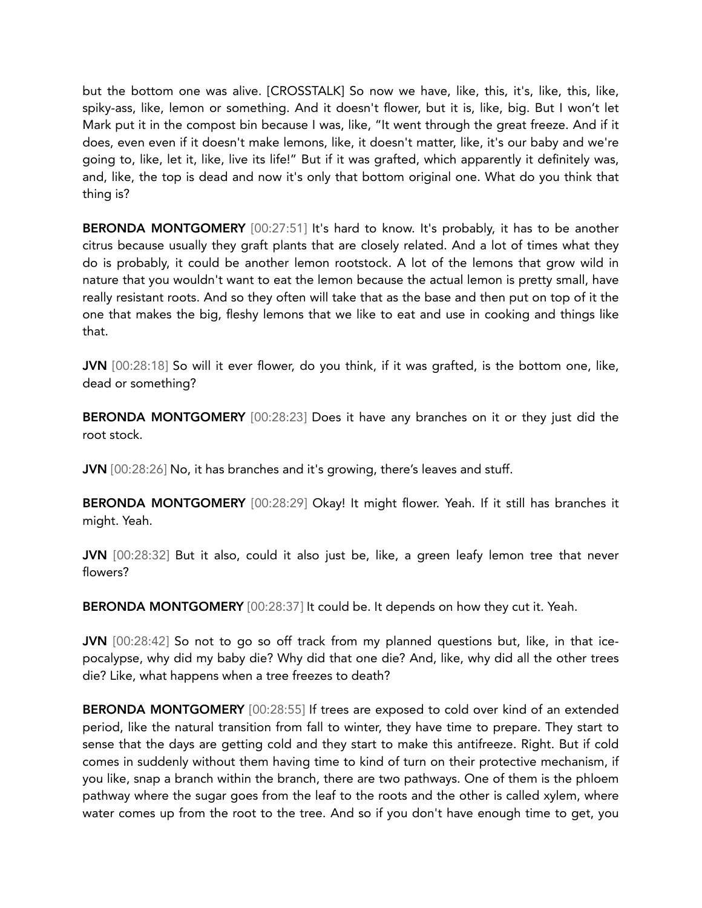but the bottom one was alive. [CROSSTALK] So now we have, like, this, it's, like, this, like, spiky-ass, like, lemon or something. And it doesn't flower, but it is, like, big. But I won't let Mark put it in the compost bin because I was, like, "It went through the great freeze. And if it does, even even if it doesn't make lemons, like, it doesn't matter, like, it's our baby and we're going to, like, let it, like, live its life!" But if it was grafted, which apparently it definitely was, and, like, the top is dead and now it's only that bottom original one. What do you think that thing is?

**BERONDA MONTGOMERY** [00:27:51] It's hard to know. It's probably, it has to be another citrus because usually they graft plants that are closely related. And a lot of times what they do is probably, it could be another lemon rootstock. A lot of the lemons that grow wild in nature that you wouldn't want to eat the lemon because the actual lemon is pretty small, have really resistant roots. And so they often will take that as the base and then put on top of it the one that makes the big, fleshy lemons that we like to eat and use in cooking and things like that.

**JVN** [00:28:18] So will it ever flower, do you think, if it was grafted, is the bottom one, like, dead or something?

**BERONDA MONTGOMERY** [00:28:23] Does it have any branches on it or they just did the root stock.

**JVN** [00:28:26] No, it has branches and it's growing, there's leaves and stuff.

**BERONDA MONTGOMERY** [00:28:29] Okay! It might flower. Yeah. If it still has branches it might. Yeah.

**JVN** [00:28:32] But it also, could it also just be, like, a green leafy lemon tree that never flowers?

**BERONDA MONTGOMERY** [00:28:37] It could be. It depends on how they cut it. Yeah.

**JVN** [00:28:42] So not to go so off track from my planned questions but, like, in that ice-pocalypse, why did my baby die? Why did that one die? And, like, why did all the other trees die? Like, what happens when a tree freezes to death?

**BERONDA MONTGOMERY** [00:28:55] If trees are exposed to cold over kind of an extended period, like the natural transition from fall to winter, they have time to prepare. They start to sense that the days are getting cold and they start to make this antifreeze. Right. But if cold comes in suddenly without them having time to kind of turn on their protective mechanism, if you like, snap a branch within the branch, there are two pathways. One of them is the phloem pathway where the sugar goes from the leaf to the roots and the other is called xylem, where water comes up from the root to the tree. And so if you don't have enough time to get, you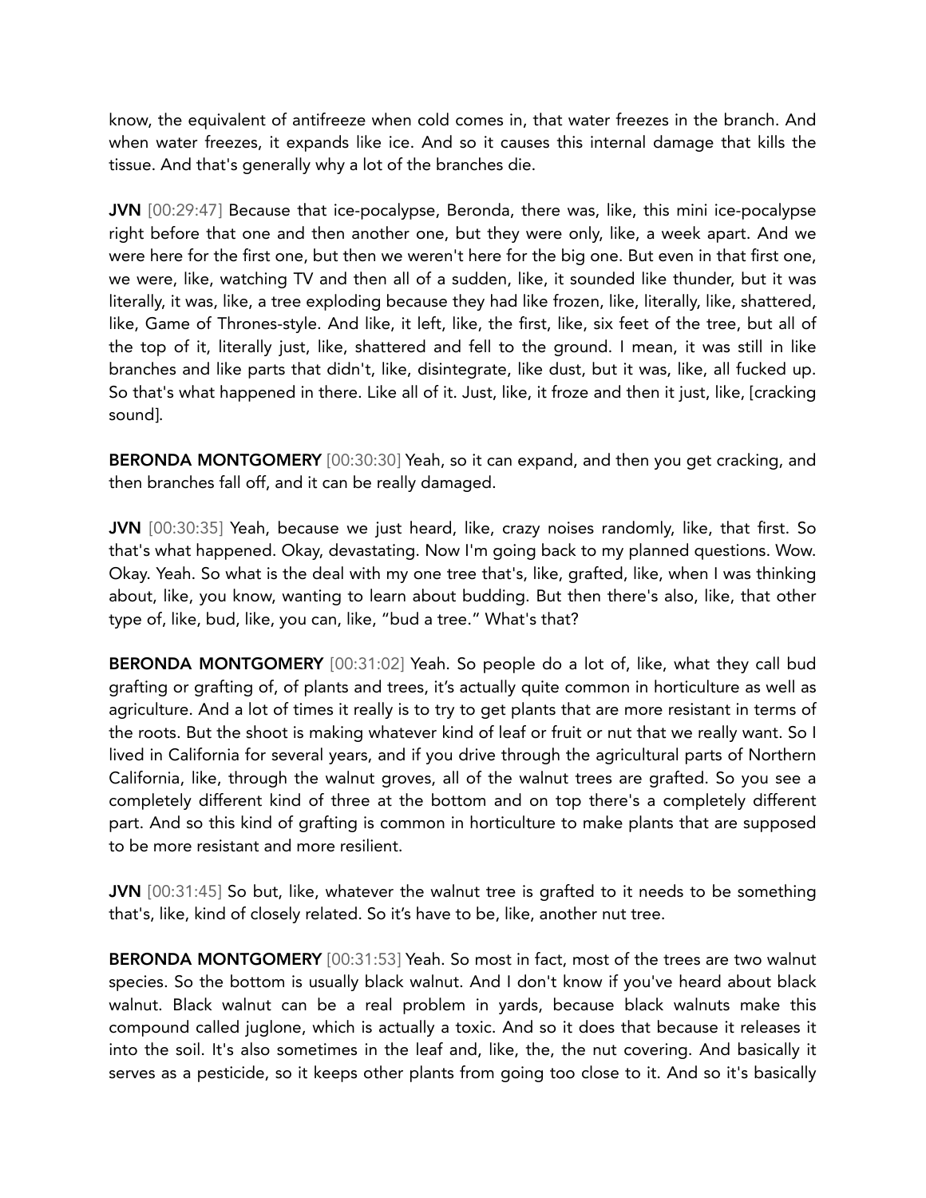know, the equivalent of antifreeze when cold comes in, that water freezes in the branch. And when water freezes, it expands like ice. And so it causes this internal damage that kills the tissue. And that's generally why a lot of the branches die.

**JVN** [00:29:47] Because that ice-pocalypse, Beronda, there was, like, this mini ice-pocalypse right before that one and then another one, but they were only, like, a week apart. And we were here for the first one, but then we weren't here for the big one. But even in that first one, we were, like, watching TV and then all of a sudden, like, it sounded like thunder, but it was literally, it was, like, a tree exploding because they had like frozen, like, literally, like, shattered, like, Game of Thrones-style. And like, it left, like, the first, like, six feet of the tree, but all of the top of it, literally just, like, shattered and fell to the ground. I mean, it was still in like branches and like parts that didn't, like, disintegrate, like dust, but it was, like, all fucked up. So that's what happened in there. Like all of it. Just, like, it froze and then it just, like, [cracking sound].

**BERONDA MONTGOMERY** [00:30:30] Yeah, so it can expand, and then you get cracking, and then branches fall off, and it can be really damaged.

**JVN** [00:30:35] Yeah, because we just heard, like, crazy noises randomly, like, that first. So that's what happened. Okay, devastating. Now I'm going back to my planned questions. Wow. Okay. Yeah. So what is the deal with my one tree that's, like, grafted, like, when I was thinking about, like, you know, wanting to learn about budding. But then there's also, like, that other type of, like, bud, like, you can, like, "bud a tree." What's that?

**BERONDA MONTGOMERY** [00:31:02] Yeah. So people do a lot of, like, what they call bud grafting or grafting of, of plants and trees, it's actually quite common in horticulture as well as agriculture. And a lot of times it really is to try to get plants that are more resistant in terms of the roots. But the shoot is making whatever kind of leaf or fruit or nut that we really want. So I lived in California for several years, and if you drive through the agricultural parts of Northern California, like, through the walnut groves, all of the walnut trees are grafted. So you see a completely different kind of three at the bottom and on top there's a completely different part. And so this kind of grafting is common in horticulture to make plants that are supposed to be more resistant and more resilient.

**JVN** [00:31:45] So but, like, whatever the walnut tree is grafted to it needs to be something that's, like, kind of closely related. So it's have to be, like, another nut tree.

**BERONDA MONTGOMERY** [00:31:53] Yeah. So most in fact, most of the trees are two walnut species. So the bottom is usually black walnut. And I don't know if you've heard about black walnut. Black walnut can be a real problem in yards, because black walnuts make this compound called juglone, which is actually a toxic. And so it does that because it releases it into the soil. It's also sometimes in the leaf and, like, the, the nut covering. And basically it serves as a pesticide, so it keeps other plants from going too close to it. And so it's basically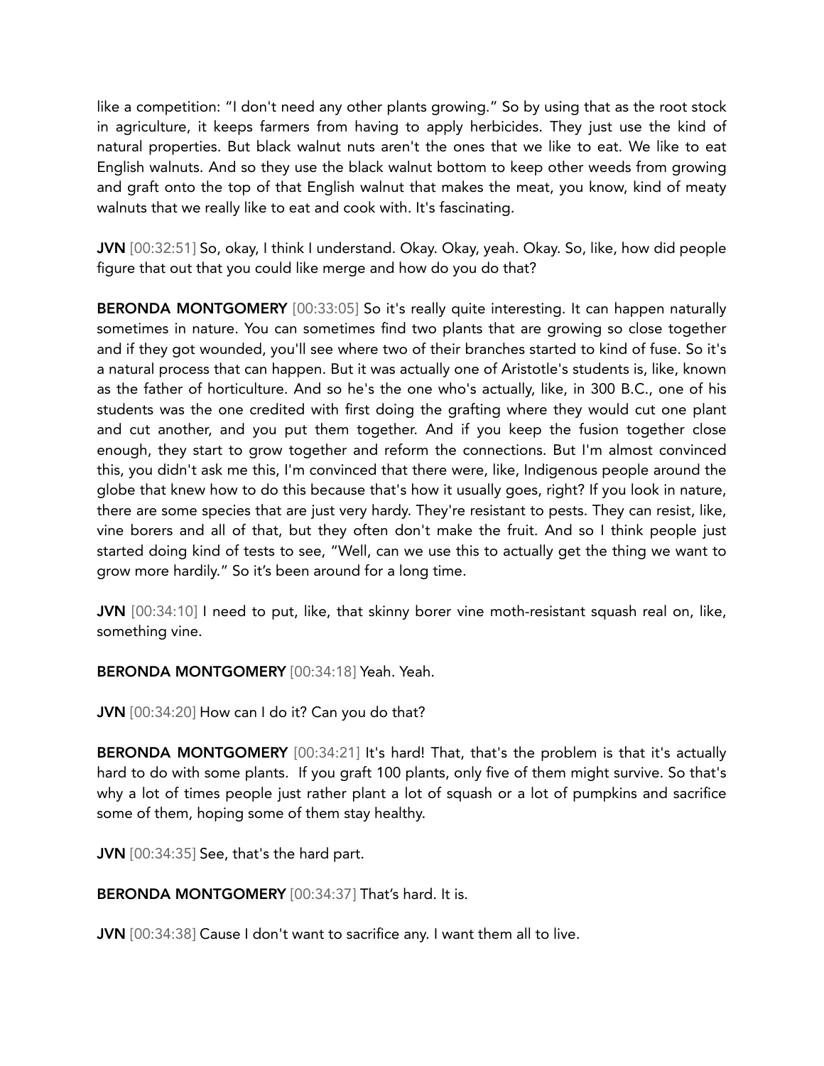like a competition: "I don't need any other plants growing." So by using that as the root stock in agriculture, it keeps farmers from having to apply herbicides. They just use the kind of natural properties. But black walnut nuts aren't the ones that we like to eat. We like to eat English walnuts. And so they use the black walnut bottom to keep other weeds from growing and graft onto the top of that English walnut that makes the meat, you know, kind of meaty walnuts that we really like to eat and cook with. It's fascinating.

**JVN** [00:32:51] So, okay, I think I understand. Okay. Okay, yeah. Okay. So, like, how did people figure that out that you could like merge and how do you do that?

**BERONDA MONTGOMERY** [00:33:05] So it's really quite interesting. It can happen naturally sometimes in nature. You can sometimes find two plants that are growing so close together and if they got wounded, you'll see where two of their branches started to kind of fuse. So it's a natural process that can happen. But it was actually one of Aristotle's students is, like, known as the father of horticulture. And so he's the one who's actually, like, in 300 B.C., one of his students was the one credited with first doing the grafting where they would cut one plant and cut another, and you put them together. And if you keep the fusion together close enough, they start to grow together and reform the connections. But I'm almost convinced this, you didn't ask me this, I'm convinced that there were, like, Indigenous people around the globe that knew how to do this because that's how it usually goes, right? If you look in nature, there are some species that are just very hardy. They're resistant to pests. They can resist, like, vine borers and all of that, but they often don't make the fruit. And so I think people just started doing kind of tests to see, "Well, can we use this to actually get the thing we want to grow more hardily." So it's been around for a long time.

**JVN** [00:34:10] I need to put, like, that skinny borer vine moth-resistant squash real on, like, something vine.

**BERONDA MONTGOMERY** [00:34:18] Yeah. Yeah.

**JVN** [00:34:20] How can I do it? Can you do that?

**BERONDA MONTGOMERY** [00:34:21] It's hard! That, that's the problem is that it's actually hard to do with some plants. If you graft 100 plants, only five of them might survive. So that's why a lot of times people just rather plant a lot of squash or a lot of pumpkins and sacrifice some of them, hoping some of them stay healthy.

**JVN** [00:34:35] See, that's the hard part.

**BERONDA MONTGOMERY** [00:34:37] That's hard. It is.

**JVN** [00:34:38] Cause I don't want to sacrifice any. I want them all to live.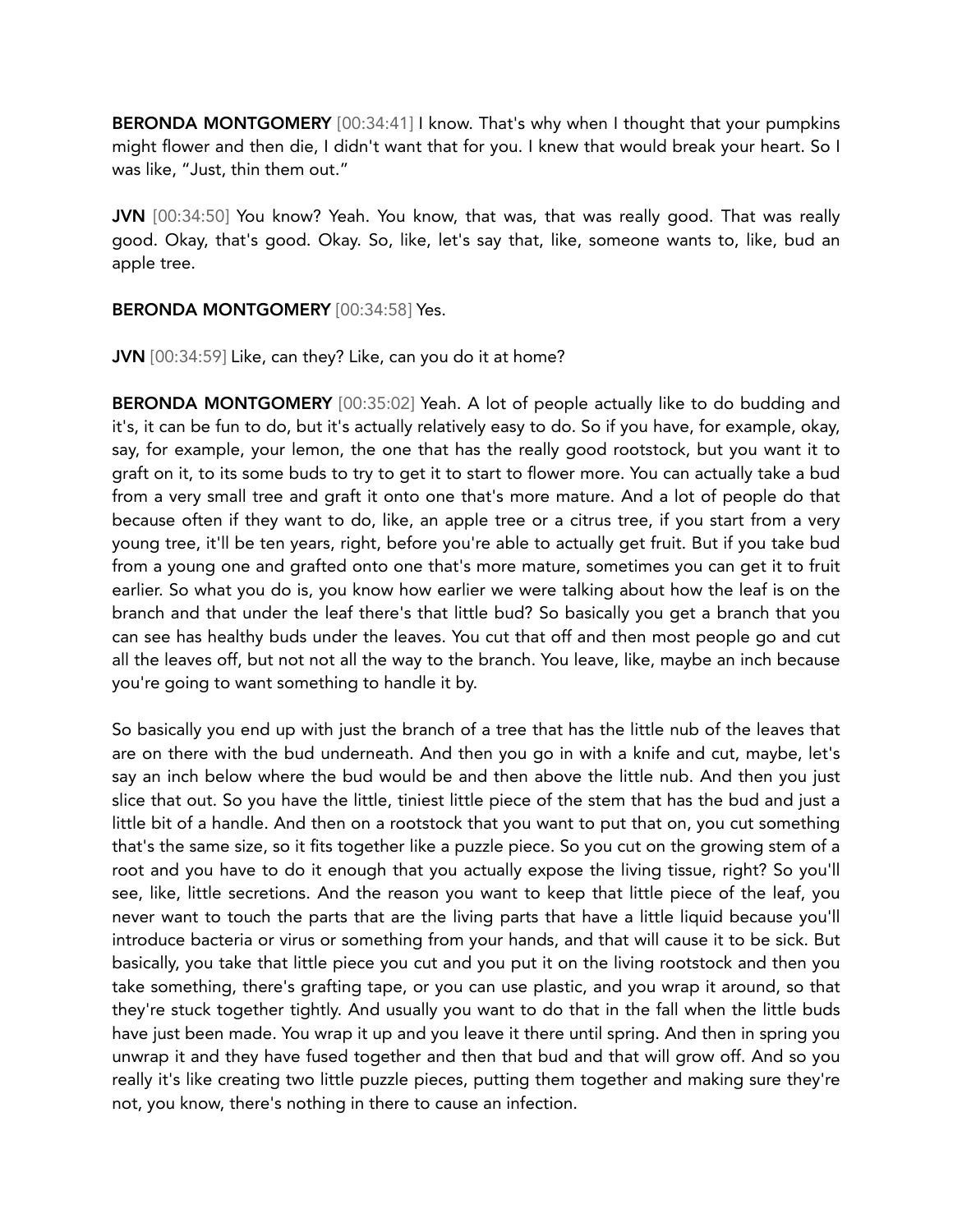**BERONDA MONTGOMERY** [00:34:41] I know. That's why when I thought that your pumpkins might flower and then die, I didn't want that for you. I knew that would break your heart. So I was like, "Just, thin them out."

**JVN** [00:34:50] You know? Yeah. You know, that was, that was really good. That was really good. Okay, that's good. Okay. So, like, let's say that, like, someone wants to, like, bud an apple tree.

**BERONDA MONTGOMERY** [00:34:58] Yes.

**JVN** [00:34:59] Like, can they? Like, can you do it at home?

**BERONDA MONTGOMERY** [00:35:02] Yeah. A lot of people actually like to do budding and it's, it can be fun to do, but it's actually relatively easy to do. So if you have, for example, okay, say, for example, your lemon, the one that has the really good rootstock, but you want it to graft on it, to its some buds to try to get it to start to flower more. You can actually take a bud from a very small tree and graft it onto one that's more mature. And a lot of people do that because often if they want to do, like, an apple tree or a citrus tree, if you start from a very young tree, it'll be ten years, right, before you're able to actually get fruit. But if you take bud from a young one and grafted onto one that's more mature, sometimes you can get it to fruit earlier. So what you do is, you know how earlier we were talking about how the leaf is on the branch and that under the leaf there's that little bud? So basically you get a branch that you can see has healthy buds under the leaves. You cut that off and then most people go and cut all the leaves off, but not not all the way to the branch. You leave, like, maybe an inch because you're going to want something to handle it by.

So basically you end up with just the branch of a tree that has the little nub of the leaves that are on there with the bud underneath. And then you go in with a knife and cut, maybe, let's say an inch below where the bud would be and then above the little nub. And then you just slice that out. So you have the little, tiniest little piece of the stem that has the bud and just a little bit of a handle. And then on a rootstock that you want to put that on, you cut something that's the same size, so it fits together like a puzzle piece. So you cut on the growing stem of a root and you have to do it enough that you actually expose the living tissue, right? So you'll see, like, little secretions. And the reason you want to keep that little piece of the leaf, you never want to touch the parts that are the living parts that have a little liquid because you'll introduce bacteria or virus or something from your hands, and that will cause it to be sick. But basically, you take that little piece you cut and you put it on the living rootstock and then you take something, there's grafting tape, or you can use plastic, and you wrap it around, so that they're stuck together tightly. And usually you want to do that in the fall when the little buds have just been made. You wrap it up and you leave it there until spring. And then in spring you unwrap it and they have fused together and then that bud and that will grow off. And so you really it's like creating two little puzzle pieces, putting them together and making sure they're not, you know, there's nothing in there to cause an infection.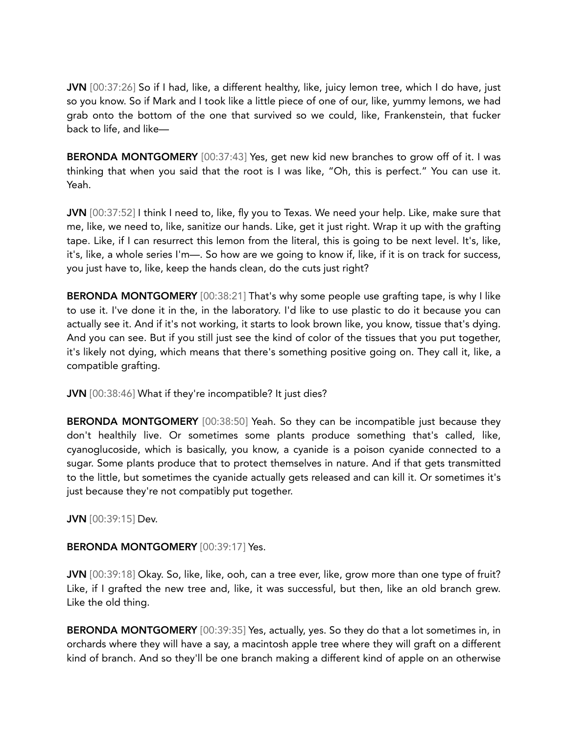**JVN** [00:37:26] So if I had, like, a different healthy, like, juicy lemon tree, which I do have, just so you know. So if Mark and I took like a little piece of one of our, like, yummy lemons, we had grab onto the bottom of the one that survived so we could, like, Frankenstein, that fucker back to life, and like—

**BERONDA MONTGOMERY** [00:37:43] Yes, get new kid new branches to grow off of it. I was thinking that when you said that the root is I was like, "Oh, this is perfect." You can use it. Yeah.

**JVN** [00:37:52] I think I need to, like, fly you to Texas. We need your help. Like, make sure that me, like, we need to, like, sanitize our hands. Like, get it just right. Wrap it up with the grafting tape. Like, if I can resurrect this lemon from the literal, this is going to be next level. It's, like, it's, like, a whole series I'm—. So how are we going to know if, like, if it is on track for success, you just have to, like, keep the hands clean, do the cuts just right?

**BERONDA MONTGOMERY** [00:38:21] That's why some people use grafting tape, is why I like to use it. I've done it in the, in the laboratory. I'd like to use plastic to do it because you can actually see it. And if it's not working, it starts to look brown like, you know, tissue that's dying. And you can see. But if you still just see the kind of color of the tissues that you put together, it's likely not dying, which means that there's something positive going on. They call it, like, a compatible grafting.

**JVN** [00:38:46] What if they're incompatible? It just dies?

**BERONDA MONTGOMERY** [00:38:50] Yeah. So they can be incompatible just because they don't healthily live. Or sometimes some plants produce something that's called, like, cyanoglucoside, which is basically, you know, a cyanide is a poison cyanide connected to a sugar. Some plants produce that to protect themselves in nature. And if that gets transmitted to the little, but sometimes the cyanide actually gets released and can kill it. Or sometimes it's just because they're not compatibly put together.

**JVN** [00:39:15] Dev.

**BERONDA MONTGOMERY** [00:39:17] Yes.

**JVN** [00:39:18] Okay. So, like, like, ooh, can a tree ever, like, grow more than one type of fruit? Like, if I grafted the new tree and, like, it was successful, but then, like an old branch grew. Like the old thing.

**BERONDA MONTGOMERY** [00:39:35] Yes, actually, yes. So they do that a lot sometimes in, in orchards where they will have a say, a macintosh apple tree where they will graft on a different kind of branch. And so they'll be one branch making a different kind of apple on an otherwise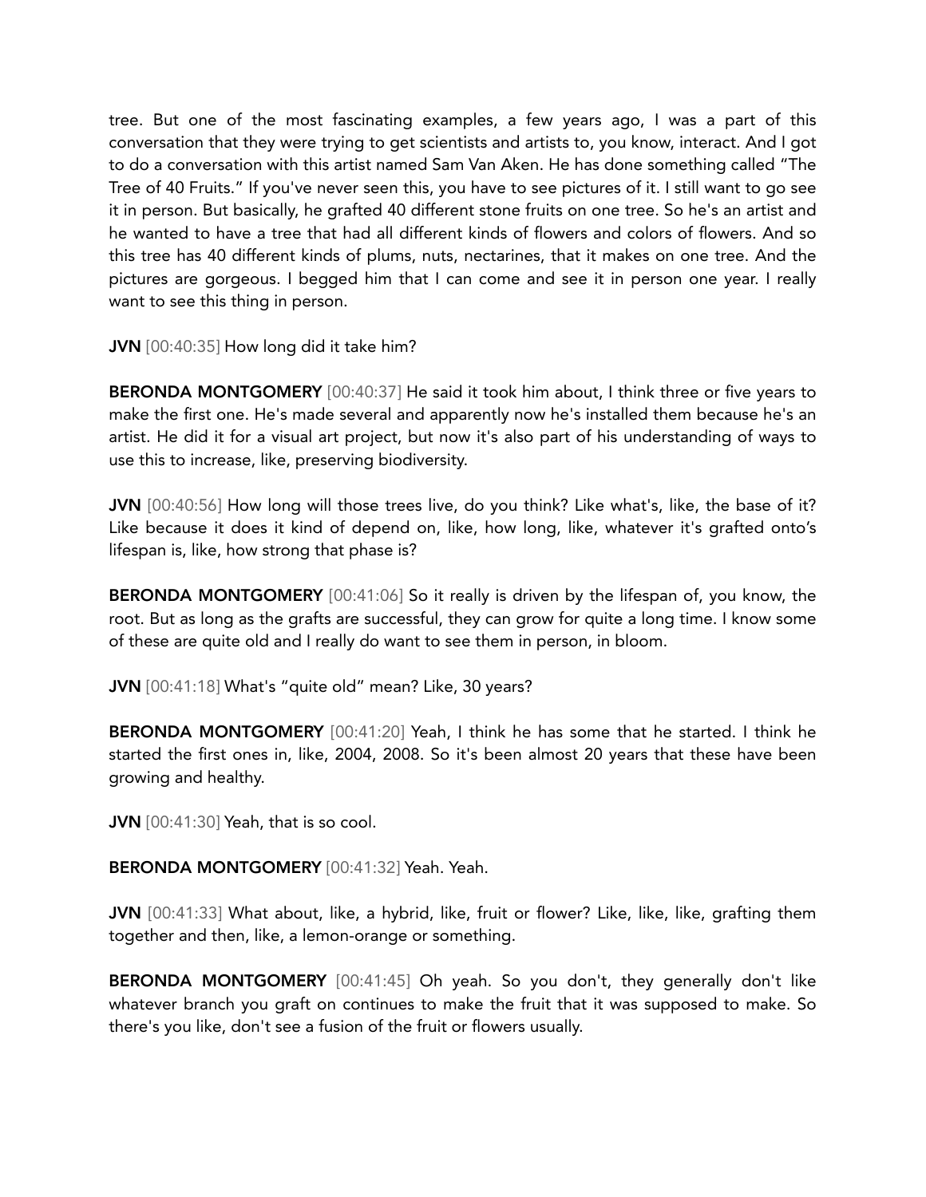tree. But one of the most fascinating examples, a few years ago, I was a part of this conversation that they were trying to get scientists and artists to, you know, interact. And I got to do a conversation with this artist named Sam Van Aken. He has done something called "The Tree of 40 Fruits." If you've never seen this, you have to see pictures of it. I still want to go see it in person. But basically, he grafted 40 different stone fruits on one tree. So he's an artist and he wanted to have a tree that had all different kinds of flowers and colors of flowers. And so this tree has 40 different kinds of plums, nuts, nectarines, that it makes on one tree. And the pictures are gorgeous. I begged him that I can come and see it in person one year. I really want to see this thing in person.

**JVN** [00:40:35] How long did it take him?

**BERONDA MONTGOMERY** [00:40:37] He said it took him about, I think three or five years to make the first one. He's made several and apparently now he's installed them because he's an artist. He did it for a visual art project, but now it's also part of his understanding of ways to use this to increase, like, preserving biodiversity.

**JVN** [00:40:56] How long will those trees live, do you think? Like what's, like, the base of it? Like because it does it kind of depend on, like, how long, like, whatever it's grafted onto's lifespan is, like, how strong that phase is?

**BERONDA MONTGOMERY** [00:41:06] So it really is driven by the lifespan of, you know, the root. But as long as the grafts are successful, they can grow for quite a long time. I know some of these are quite old and I really do want to see them in person, in bloom.

**JVN** [00:41:18] What's "quite old" mean? Like, 30 years?

**BERONDA MONTGOMERY** [00:41:20] Yeah, I think he has some that he started. I think he started the first ones in, like, 2004, 2008. So it's been almost 20 years that these have been growing and healthy.

**JVN** [00:41:30] Yeah, that is so cool.

**BERONDA MONTGOMERY** [00:41:32] Yeah. Yeah.

**JVN** [00:41:33] What about, like, a hybrid, like, fruit or flower? Like, like, like, grafting them together and then, like, a lemon-orange or something.

**BERONDA MONTGOMERY** [00:41:45] Oh yeah. So you don't, they generally don't like whatever branch you graft on continues to make the fruit that it was supposed to make. So there's you like, don't see a fusion of the fruit or flowers usually.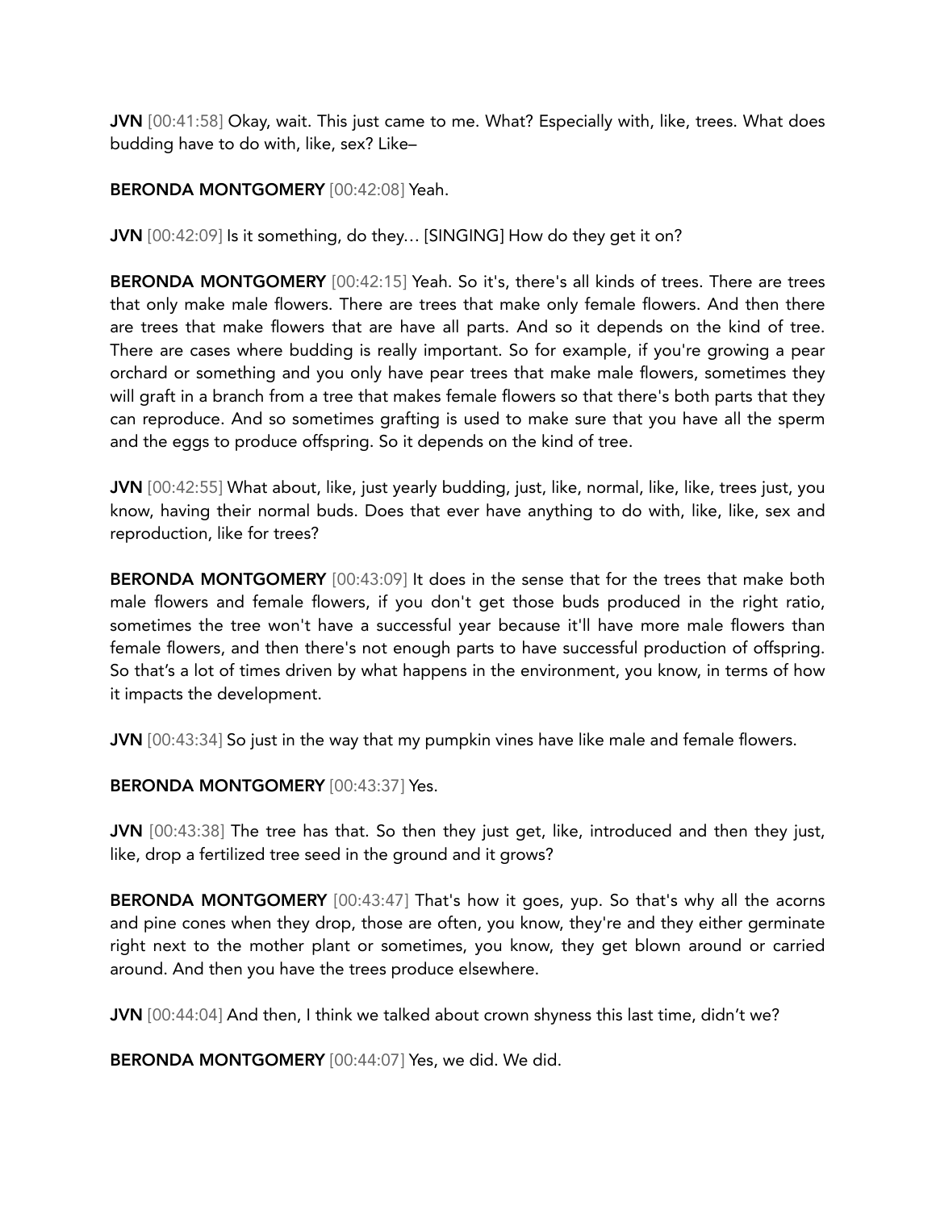**JVN** [00:41:58] Okay, wait. This just came to me. What? Especially with, like, trees. What does budding have to do with, like, sex? Like–

**BERONDA MONTGOMERY** [00:42:08] Yeah.

**JVN** [00:42:09] Is it something, do they… [SINGING] How do they get it on?

**BERONDA MONTGOMERY** [00:42:15] Yeah. So it's, there's all kinds of trees. There are trees that only make male flowers. There are trees that make only female flowers. And then there are trees that make flowers that are have all parts. And so it depends on the kind of tree. There are cases where budding is really important. So for example, if you're growing a pear orchard or something and you only have pear trees that make male flowers, sometimes they will graft in a branch from a tree that makes female flowers so that there's both parts that they can reproduce. And so sometimes grafting is used to make sure that you have all the sperm and the eggs to produce offspring. So it depends on the kind of tree.

**JVN** [00:42:55] What about, like, just yearly budding, just, like, normal, like, like, trees just, you know, having their normal buds. Does that ever have anything to do with, like, like, sex and reproduction, like for trees?

**BERONDA MONTGOMERY** [00:43:09] It does in the sense that for the trees that make both male flowers and female flowers, if you don't get those buds produced in the right ratio, sometimes the tree won't have a successful year because it'll have more male flowers than female flowers, and then there's not enough parts to have successful production of offspring. So that's a lot of times driven by what happens in the environment, you know, in terms of how it impacts the development.

**JVN** [00:43:34] So just in the way that my pumpkin vines have like male and female flowers.

**BERONDA MONTGOMERY** [00:43:37] Yes.

**JVN** [00:43:38] The tree has that. So then they just get, like, introduced and then they just, like, drop a fertilized tree seed in the ground and it grows?

**BERONDA MONTGOMERY** [00:43:47] That's how it goes, yup. So that's why all the acorns and pine cones when they drop, those are often, you know, they're and they either germinate right next to the mother plant or sometimes, you know, they get blown around or carried around. And then you have the trees produce elsewhere.

**JVN** [00:44:04] And then, I think we talked about crown shyness this last time, didn't we?

**BERONDA MONTGOMERY** [00:44:07] Yes, we did. We did.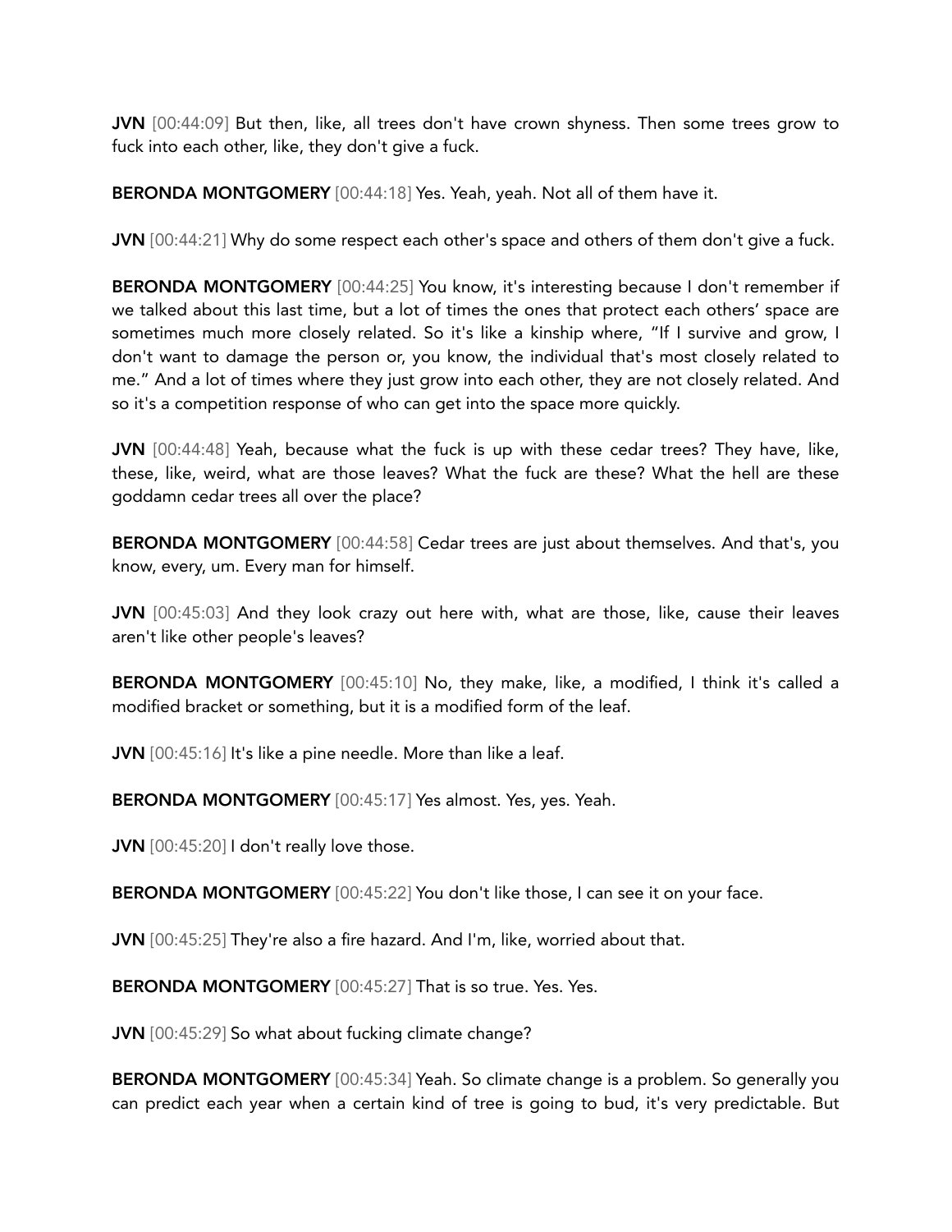**JVN** [00:44:09] But then, like, all trees don't have crown shyness. Then some trees grow to fuck into each other, like, they don't give a fuck.

**BERONDA MONTGOMERY** [00:44:18] Yes. Yeah, yeah. Not all of them have it.

**JVN** [00:44:21] Why do some respect each other's space and others of them don't give a fuck.

**BERONDA MONTGOMERY** [00:44:25] You know, it's interesting because I don't remember if we talked about this last time, but a lot of times the ones that protect each others' space are sometimes much more closely related. So it's like a kinship where, "If I survive and grow, I don't want to damage the person or, you know, the individual that's most closely related to me." And a lot of times where they just grow into each other, they are not closely related. And so it's a competition response of who can get into the space more quickly.

**JVN** [00:44:48] Yeah, because what the fuck is up with these cedar trees? They have, like, these, like, weird, what are those leaves? What the fuck are these? What the hell are these goddamn cedar trees all over the place?

**BERONDA MONTGOMERY** [00:44:58] Cedar trees are just about themselves. And that's, you know, every, um. Every man for himself.

**JVN** [00:45:03] And they look crazy out here with, what are those, like, cause their leaves aren't like other people's leaves?

**BERONDA MONTGOMERY** [00:45:10] No, they make, like, a modified, I think it's called a modified bracket or something, but it is a modified form of the leaf.

**JVN** [00:45:16] It's like a pine needle. More than like a leaf.

**BERONDA MONTGOMERY** [00:45:17] Yes almost. Yes, yes. Yeah.

**JVN** [00:45:20] I don't really love those.

**BERONDA MONTGOMERY** [00:45:22] You don't like those, I can see it on your face.

**JVN** [00:45:25] They're also a fire hazard. And I'm, like, worried about that.

**BERONDA MONTGOMERY** [00:45:27] That is so true. Yes. Yes.

**JVN** [00:45:29] So what about fucking climate change?

**BERONDA MONTGOMERY** [00:45:34] Yeah. So climate change is a problem. So generally you can predict each year when a certain kind of tree is going to bud, it's very predictable. But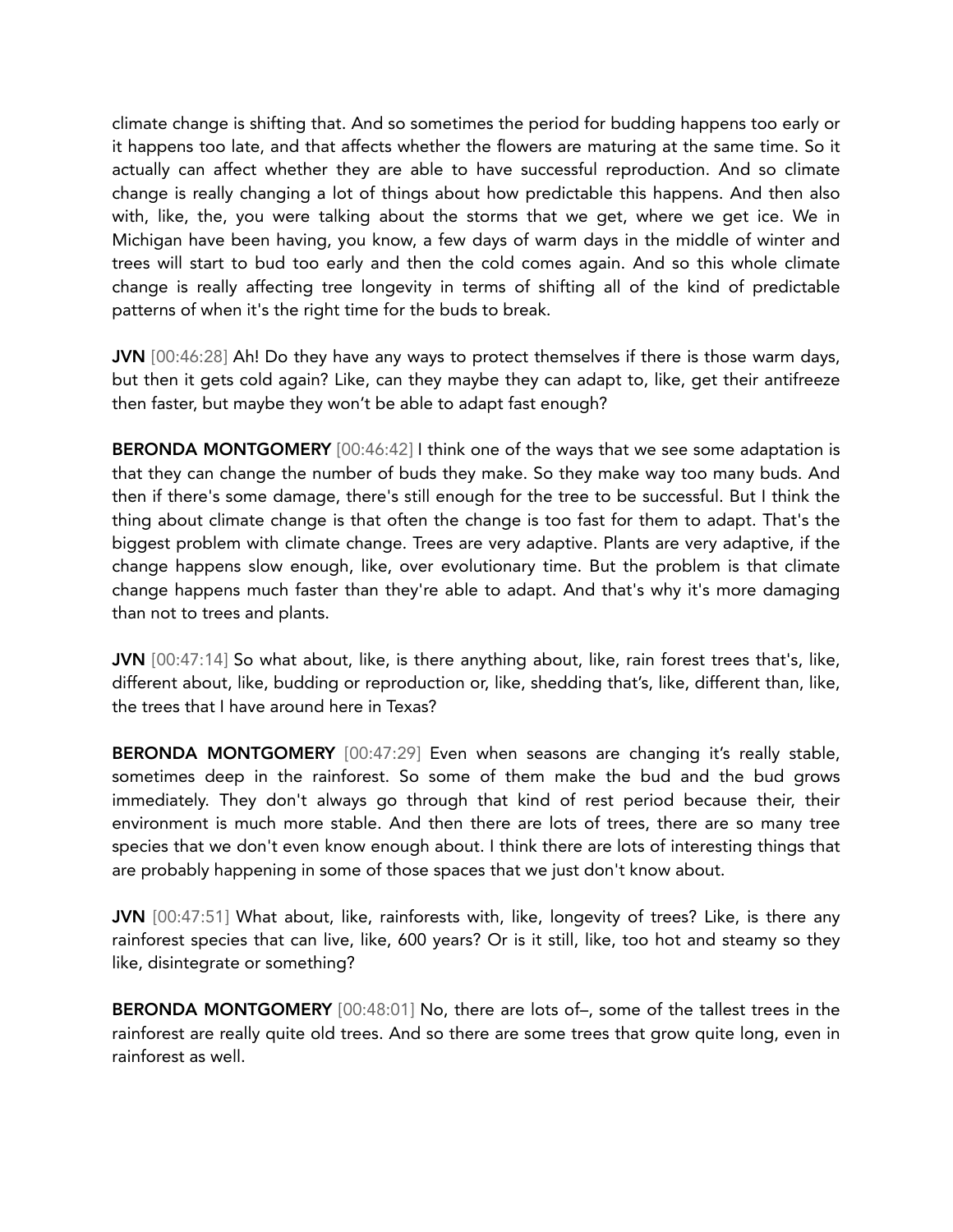climate change is shifting that. And so sometimes the period for budding happens too early or it happens too late, and that affects whether the flowers are maturing at the same time. So it actually can affect whether they are able to have successful reproduction. And so climate change is really changing a lot of things about how predictable this happens. And then also with, like, the, you were talking about the storms that we get, where we get ice. We in Michigan have been having, you know, a few days of warm days in the middle of winter and trees will start to bud too early and then the cold comes again. And so this whole climate change is really affecting tree longevity in terms of shifting all of the kind of predictable patterns of when it's the right time for the buds to break.

**JVN** [00:46:28] Ah! Do they have any ways to protect themselves if there is those warm days, but then it gets cold again? Like, can they maybe they can adapt to, like, get their antifreeze then faster, but maybe they won't be able to adapt fast enough?

**BERONDA MONTGOMERY** [00:46:42] I think one of the ways that we see some adaptation is that they can change the number of buds they make. So they make way too many buds. And then if there's some damage, there's still enough for the tree to be successful. But I think the thing about climate change is that often the change is too fast for them to adapt. That's the biggest problem with climate change. Trees are very adaptive. Plants are very adaptive, if the change happens slow enough, like, over evolutionary time. But the problem is that climate change happens much faster than they're able to adapt. And that's why it's more damaging than not to trees and plants.

**JVN** [00:47:14] So what about, like, is there anything about, like, rain forest trees that's, like, different about, like, budding or reproduction or, like, shedding that's, like, different than, like, the trees that I have around here in Texas?

**BERONDA MONTGOMERY** [00:47:29] Even when seasons are changing it's really stable, sometimes deep in the rainforest. So some of them make the bud and the bud grows immediately. They don't always go through that kind of rest period because their, their environment is much more stable. And then there are lots of trees, there are so many tree species that we don't even know enough about. I think there are lots of interesting things that are probably happening in some of those spaces that we just don't know about.

**JVN** [00:47:51] What about, like, rainforests with, like, longevity of trees? Like, is there any rainforest species that can live, like, 600 years? Or is it still, like, too hot and steamy so they like, disintegrate or something?

**BERONDA MONTGOMERY** [00:48:01] No, there are lots of–, some of the tallest trees in the rainforest are really quite old trees. And so there are some trees that grow quite long, even in rainforest as well.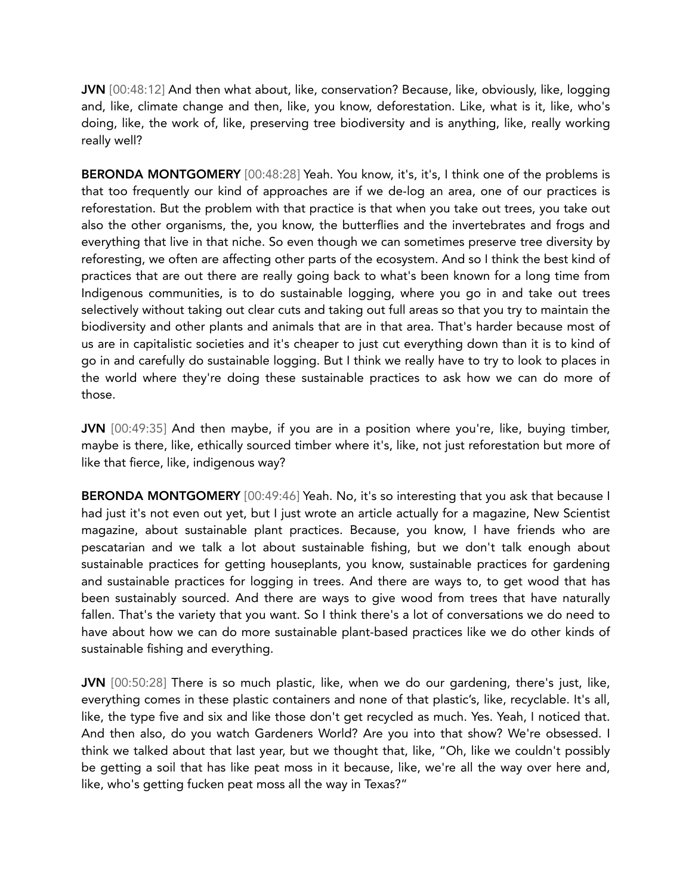**JVN** [00:48:12] And then what about, like, conservation? Because, like, obviously, like, logging and, like, climate change and then, like, you know, deforestation. Like, what is it, like, who's doing, like, the work of, like, preserving tree biodiversity and is anything, like, really working really well?

**BERONDA MONTGOMERY** [00:48:28] Yeah. You know, it's, it's, I think one of the problems is that too frequently our kind of approaches are if we de-log an area, one of our practices is reforestation. But the problem with that practice is that when you take out trees, you take out also the other organisms, the, you know, the butterflies and the invertebrates and frogs and everything that live in that niche. So even though we can sometimes preserve tree diversity by reforesting, we often are affecting other parts of the ecosystem. And so I think the best kind of practices that are out there are really going back to what's been known for a long time from Indigenous communities, is to do sustainable logging, where you go in and take out trees selectively without taking out clear cuts and taking out full areas so that you try to maintain the biodiversity and other plants and animals that are in that area. That's harder because most of us are in capitalistic societies and it's cheaper to just cut everything down than it is to kind of go in and carefully do sustainable logging. But I think we really have to try to look to places in the world where they're doing these sustainable practices to ask how we can do more of those.

**JVN** [00:49:35] And then maybe, if you are in a position where you're, like, buying timber, maybe is there, like, ethically sourced timber where it's, like, not just reforestation but more of like that fierce, like, indigenous way?

**BERONDA MONTGOMERY** [00:49:46] Yeah. No, it's so interesting that you ask that because I had just it's not even out yet, but I just wrote an article actually for a magazine, New Scientist magazine, about sustainable plant practices. Because, you know, I have friends who are pescatarian and we talk a lot about sustainable fishing, but we don't talk enough about sustainable practices for getting houseplants, you know, sustainable practices for gardening and sustainable practices for logging in trees. And there are ways to, to get wood that has been sustainably sourced. And there are ways to give wood from trees that have naturally fallen. That's the variety that you want. So I think there's a lot of conversations we do need to have about how we can do more sustainable plant-based practices like we do other kinds of sustainable fishing and everything.

**JVN** [00:50:28] There is so much plastic, like, when we do our gardening, there's just, like, everything comes in these plastic containers and none of that plastic's, like, recyclable. It's all, like, the type five and six and like those don't get recycled as much. Yes. Yeah, I noticed that. And then also, do you watch Gardeners World? Are you into that show? We're obsessed. I think we talked about that last year, but we thought that, like, "Oh, like we couldn't possibly be getting a soil that has like peat moss in it because, like, we're all the way over here and, like, who's getting fucken peat moss all the way in Texas?"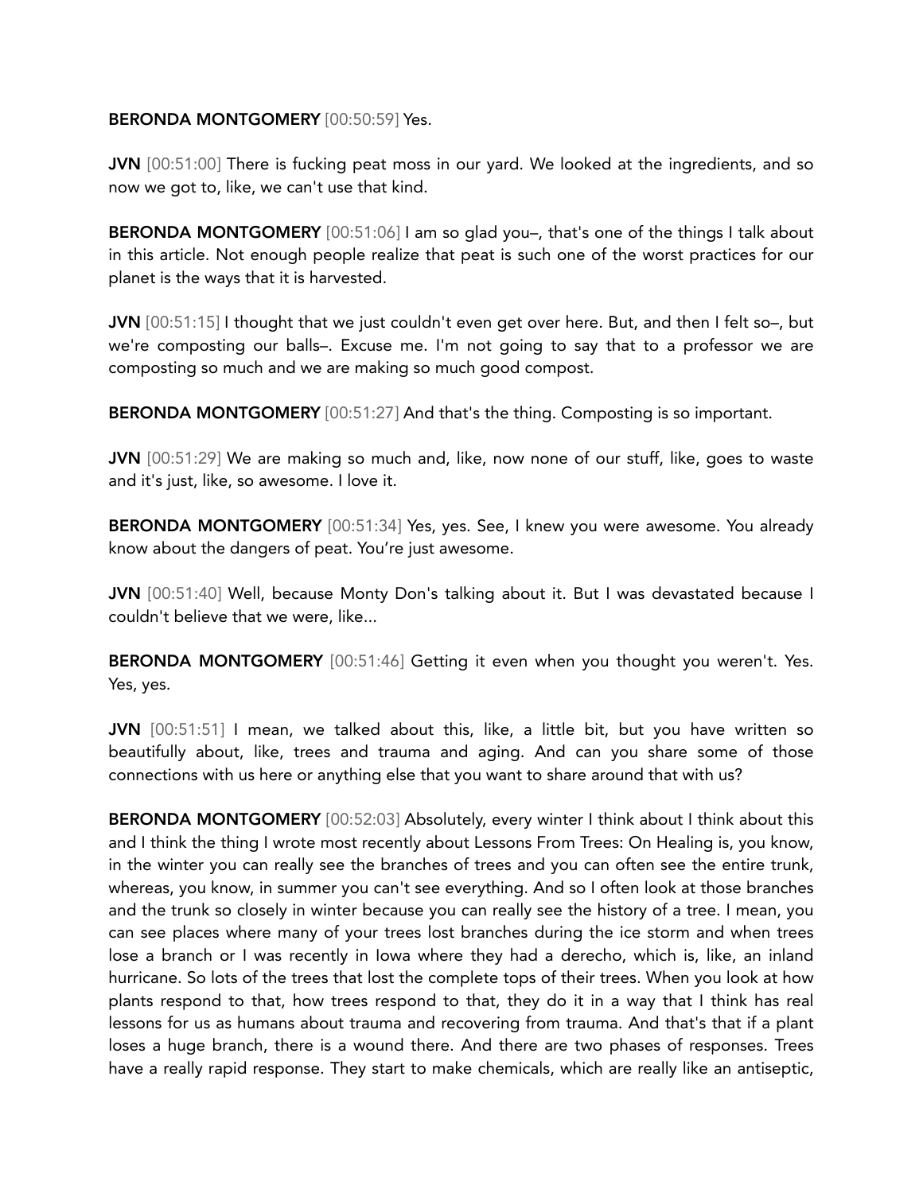**BERONDA MONTGOMERY** [00:50:59] Yes.

**JVN** [00:51:00] There is fucking peat moss in our yard. We looked at the ingredients, and so now we got to, like, we can't use that kind.

**BERONDA MONTGOMERY** [00:51:06] I am so glad you–, that's one of the things I talk about in this article. Not enough people realize that peat is such one of the worst practices for our planet is the ways that it is harvested.

**JVN** [00:51:15] I thought that we just couldn't even get over here. But, and then I felt so–, but we're composting our balls–. Excuse me. I'm not going to say that to a professor we are composting so much and we are making so much good compost.

**BERONDA MONTGOMERY** [00:51:27] And that's the thing. Composting is so important.

**JVN** [00:51:29] We are making so much and, like, now none of our stuff, like, goes to waste and it's just, like, so awesome. I love it.

**BERONDA MONTGOMERY** [00:51:34] Yes, yes. See, I knew you were awesome. You already know about the dangers of peat. You're just awesome.

**JVN** [00:51:40] Well, because Monty Don's talking about it. But I was devastated because I couldn't believe that we were, like...

**BERONDA MONTGOMERY** [00:51:46] Getting it even when you thought you weren't. Yes. Yes, yes.

**JVN** [00:51:51] I mean, we talked about this, like, a little bit, but you have written so beautifully about, like, trees and trauma and aging. And can you share some of those connections with us here or anything else that you want to share around that with us?

**BERONDA MONTGOMERY** [00:52:03] Absolutely, every winter I think about I think about this and I think the thing I wrote most recently about Lessons From Trees: On Healing is, you know, in the winter you can really see the branches of trees and you can often see the entire trunk, whereas, you know, in summer you can't see everything. And so I often look at those branches and the trunk so closely in winter because you can really see the history of a tree. I mean, you can see places where many of your trees lost branches during the ice storm and when trees lose a branch or I was recently in Iowa where they had a derecho, which is, like, an inland hurricane. So lots of the trees that lost the complete tops of their trees. When you look at how plants respond to that, how trees respond to that, they do it in a way that I think has real lessons for us as humans about trauma and recovering from trauma. And that's that if a plant loses a huge branch, there is a wound there. And there are two phases of responses. Trees have a really rapid response. They start to make chemicals, which are really like an antiseptic,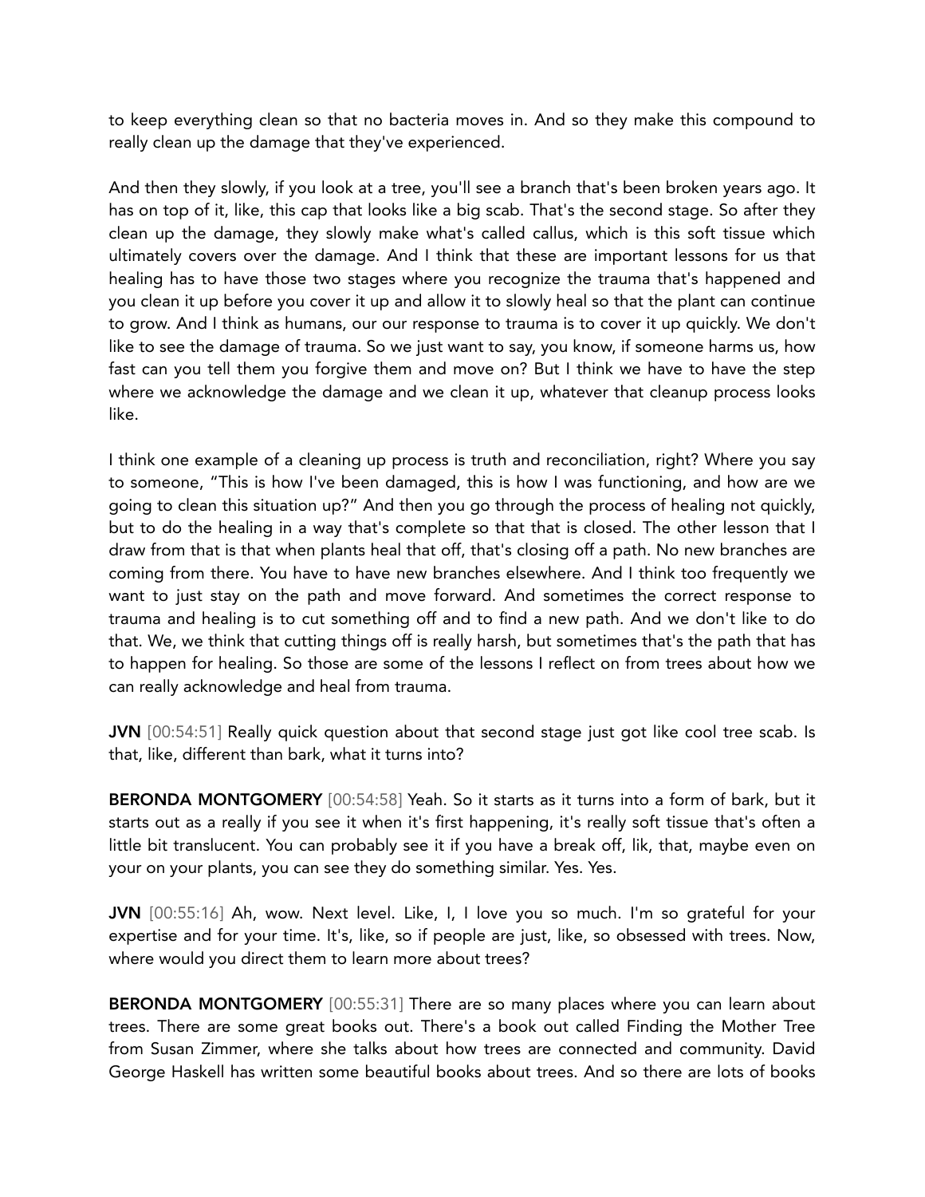to keep everything clean so that no bacteria moves in. And so they make this compound to really clean up the damage that they've experienced.

And then they slowly, if you look at a tree, you'll see a branch that's been broken years ago. It has on top of it, like, this cap that looks like a big scab. That's the second stage. So after they clean up the damage, they slowly make what's called callus, which is this soft tissue which ultimately covers over the damage. And I think that these are important lessons for us that healing has to have those two stages where you recognize the trauma that's happened and you clean it up before you cover it up and allow it to slowly heal so that the plant can continue to grow. And I think as humans, our our response to trauma is to cover it up quickly. We don't like to see the damage of trauma. So we just want to say, you know, if someone harms us, how fast can you tell them you forgive them and move on? But I think we have to have the step where we acknowledge the damage and we clean it up, whatever that cleanup process looks like.

I think one example of a cleaning up process is truth and reconciliation, right? Where you say to someone, "This is how I've been damaged, this is how I was functioning, and how are we going to clean this situation up?" And then you go through the process of healing not quickly, but to do the healing in a way that's complete so that that is closed. The other lesson that I draw from that is that when plants heal that off, that's closing off a path. No new branches are coming from there. You have to have new branches elsewhere. And I think too frequently we want to just stay on the path and move forward. And sometimes the correct response to trauma and healing is to cut something off and to find a new path. And we don't like to do that. We, we think that cutting things off is really harsh, but sometimes that's the path that has to happen for healing. So those are some of the lessons I reflect on from trees about how we can really acknowledge and heal from trauma.

**JVN** [00:54:51] Really quick question about that second stage just got like cool tree scab. Is that, like, different than bark, what it turns into?

**BERONDA MONTGOMERY** [00:54:58] Yeah. So it starts as it turns into a form of bark, but it starts out as a really if you see it when it's first happening, it's really soft tissue that's often a little bit translucent. You can probably see it if you have a break off, lik, that, maybe even on your on your plants, you can see they do something similar. Yes. Yes.

**JVN** [00:55:16] Ah, wow. Next level. Like, I, I love you so much. I'm so grateful for your expertise and for your time. It's, like, so if people are just, like, so obsessed with trees. Now, where would you direct them to learn more about trees?

**BERONDA MONTGOMERY** [00:55:31] There are so many places where you can learn about trees. There are some great books out. There's a book out called Finding the Mother Tree from Susan Zimmer, where she talks about how trees are connected and community. David George Haskell has written some beautiful books about trees. And so there are lots of books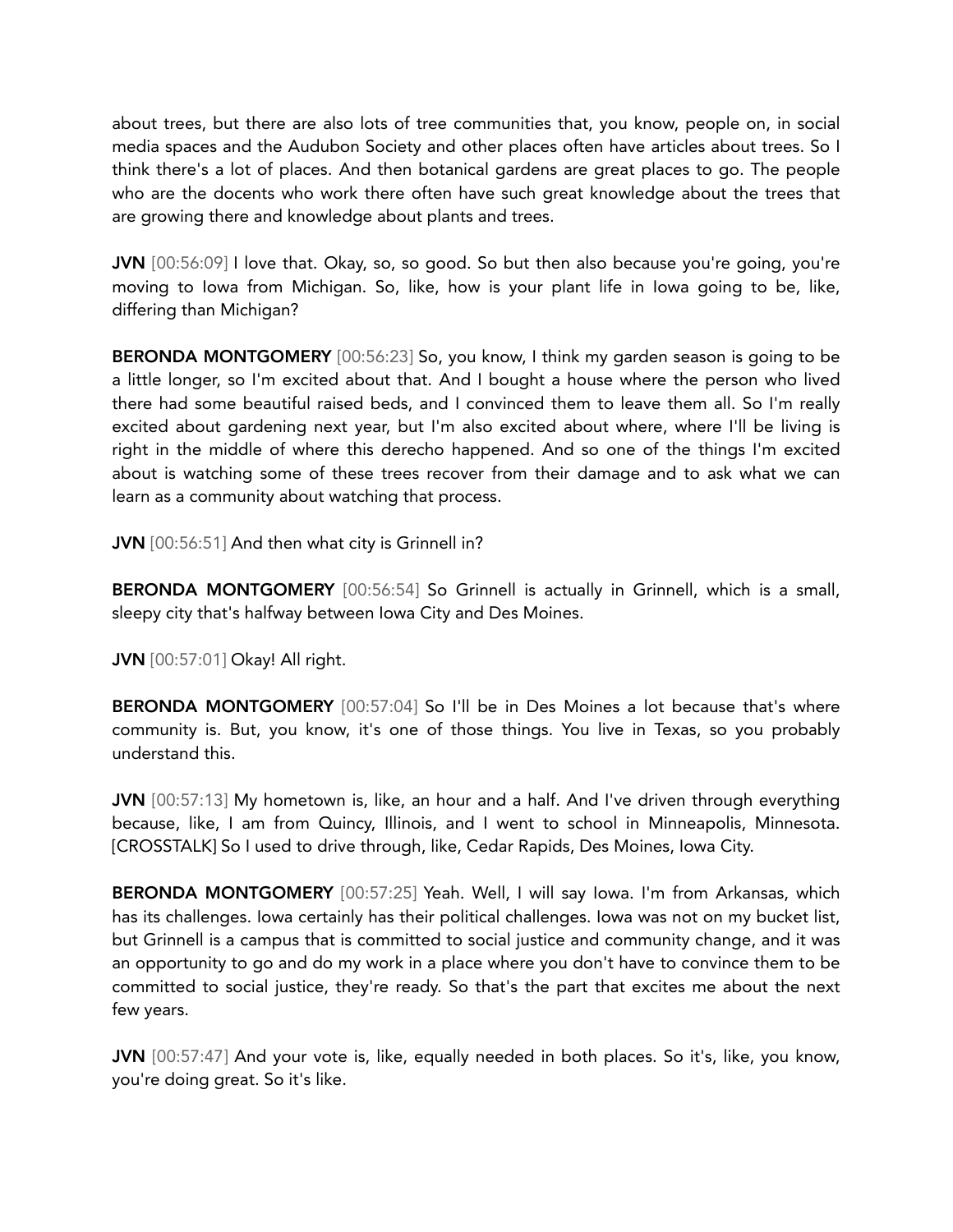about trees, but there are also lots of tree communities that, you know, people on, in social media spaces and the Audubon Society and other places often have articles about trees. So I think there's a lot of places. And then botanical gardens are great places to go. The people who are the docents who work there often have such great knowledge about the trees that are growing there and knowledge about plants and trees.

**JVN** [00:56:09] I love that. Okay, so, so good. So but then also because you're going, you're moving to Iowa from Michigan. So, like, how is your plant life in Iowa going to be, like, differing than Michigan?

**BERONDA MONTGOMERY** [00:56:23] So, you know, I think my garden season is going to be a little longer, so I'm excited about that. And I bought a house where the person who lived there had some beautiful raised beds, and I convinced them to leave them all. So I'm really excited about gardening next year, but I'm also excited about where, where I'll be living is right in the middle of where this derecho happened. And so one of the things I'm excited about is watching some of these trees recover from their damage and to ask what we can learn as a community about watching that process.

**JVN** [00:56:51] And then what city is Grinnell in?

**BERONDA MONTGOMERY** [00:56:54] So Grinnell is actually in Grinnell, which is a small, sleepy city that's halfway between Iowa City and Des Moines.

**JVN** [00:57:01] Okay! All right.

**BERONDA MONTGOMERY** [00:57:04] So I'll be in Des Moines a lot because that's where community is. But, you know, it's one of those things. You live in Texas, so you probably understand this.

**JVN** [00:57:13] My hometown is, like, an hour and a half. And I've driven through everything because, like, I am from Quincy, Illinois, and I went to school in Minneapolis, Minnesota. [CROSSTALK] So I used to drive through, like, Cedar Rapids, Des Moines, Iowa City.

**BERONDA MONTGOMERY** [00:57:25] Yeah. Well, I will say Iowa. I'm from Arkansas, which has its challenges. Iowa certainly has their political challenges. Iowa was not on my bucket list, but Grinnell is a campus that is committed to social justice and community change, and it was an opportunity to go and do my work in a place where you don't have to convince them to be committed to social justice, they're ready. So that's the part that excites me about the next few years.

**JVN** [00:57:47] And your vote is, like, equally needed in both places. So it's, like, you know, you're doing great. So it's like.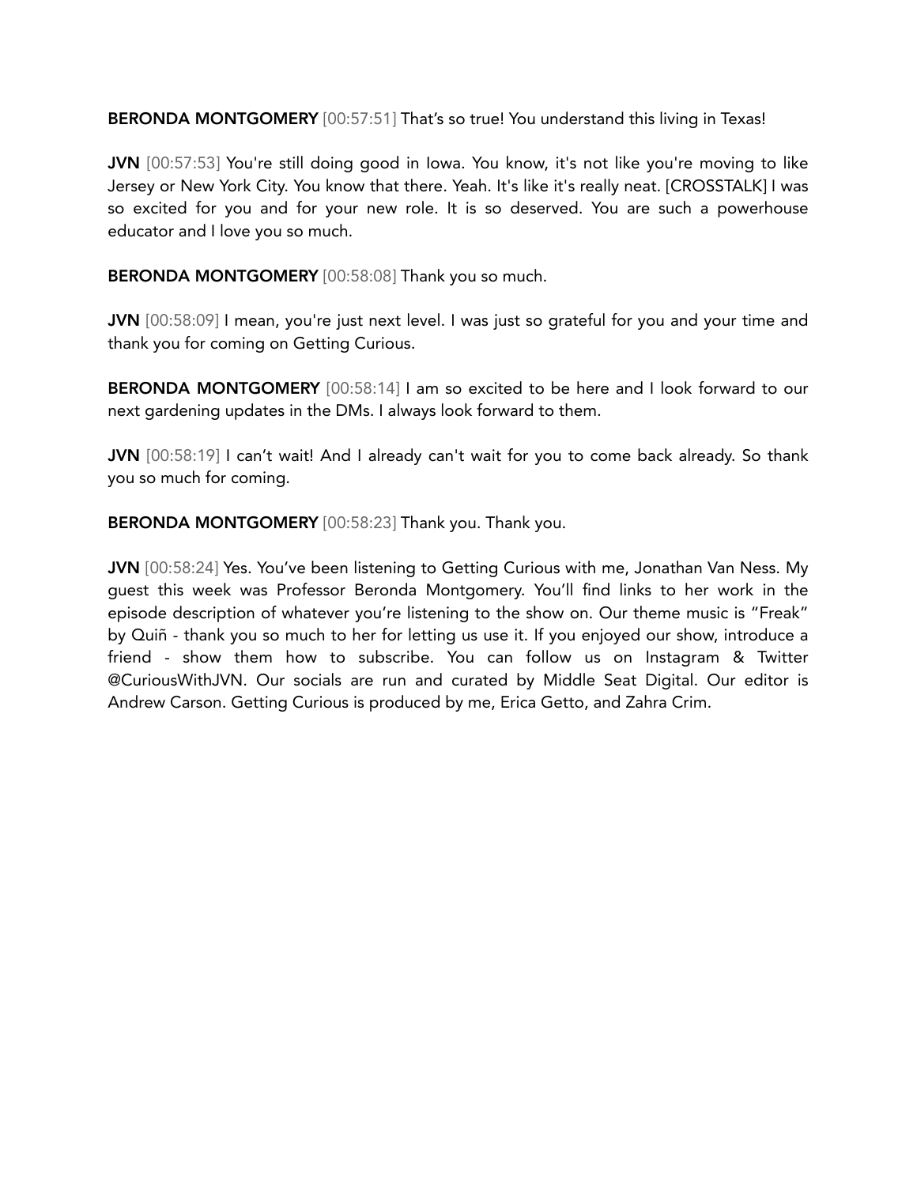**BERONDA MONTGOMERY** [00:57:51] That's so true! You understand this living in Texas!

**JVN** [00:57:53] You're still doing good in Iowa. You know, it's not like you're moving to like Jersey or New York City. You know that there. Yeah. It's like it's really neat. [CROSSTALK] I was so excited for you and for your new role. It is so deserved. You are such a powerhouse educator and I love you so much.

**BERONDA MONTGOMERY** [00:58:08] Thank you so much.

**JVN** [00:58:09] I mean, you're just next level. I was just so grateful for you and your time and thank you for coming on Getting Curious.

**BERONDA MONTGOMERY** [00:58:14] I am so excited to be here and I look forward to our next gardening updates in the DMs. I always look forward to them.

**JVN** [00:58:19] I can't wait! And I already can't wait for you to come back already. So thank you so much for coming.

**BERONDA MONTGOMERY** [00:58:23] Thank you. Thank you.

**JVN** [00:58:24] Yes. You've been listening to Getting Curious with me, Jonathan Van Ness. My guest this week was Professor Beronda Montgomery. You'll find links to her work in the episode description of whatever you're listening to the show on. Our theme music is "Freak" by Quiñ - thank you so much to her for letting us use it. If you enjoyed our show, introduce a friend - show them how to subscribe. You can follow us on Instagram & Twitter @CuriousWithJVN. Our socials are run and curated by Middle Seat Digital. Our editor is Andrew Carson. Getting Curious is produced by me, Erica Getto, and Zahra Crim.